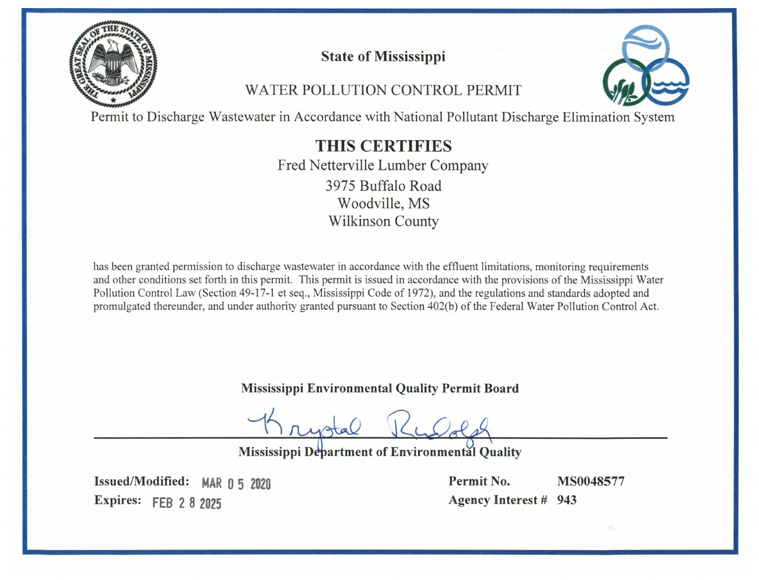# State of Mississippi

## WATER POLLUTION CONTROL PERMIT

Permit to Discharge Wastewater in Accordance with National Pollutant Discharge Elimination System

## THIS CERTIFIES

Fred Netterville Lumber Company
3975 Buffalo Road
Woodville, MS
Wilkinson County

has been granted permission to discharge wastewater in accordance with the effluent limitations, monitoring requirements and other conditions set forth in this permit. This permit is issued in accordance with the provisions of the Mississippi Water Pollution Control Law (Section 49-17-1 et seq., Mississippi Code of 1972), and the regulations and standards adopted and promulgated thereunder, and under authority granted pursuant to Section 402(b) of the Federal Water Pollution Control Act.

**Mississippi Environmental Quality Permit Board**

Krystal Rudolph

**Mississippi Department of Environmental Quality**

**Issued/Modified:** MAR 05 2020
**Expires:** FEB 28 2025

**Permit No.** **MS0048577**
**Agency Interest #** **943**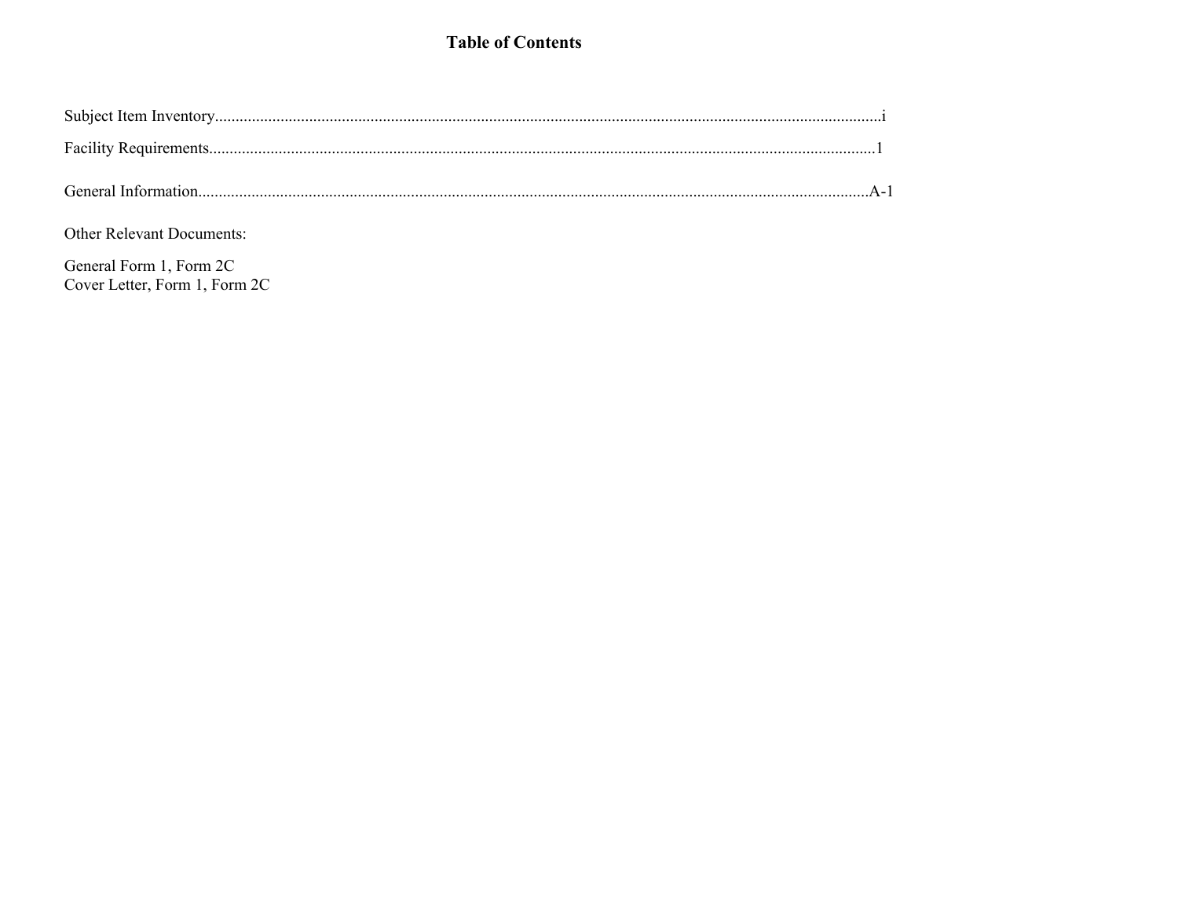# Table of Contents

Subject Item Inventory.......................................................................................................................................................i

Facility Requirements.......................................................................................................................................................1

General Information.......................................................................................................................................................A-1

Other Relevant Documents:

General Form 1, Form 2C
Cover Letter, Form 1, Form 2C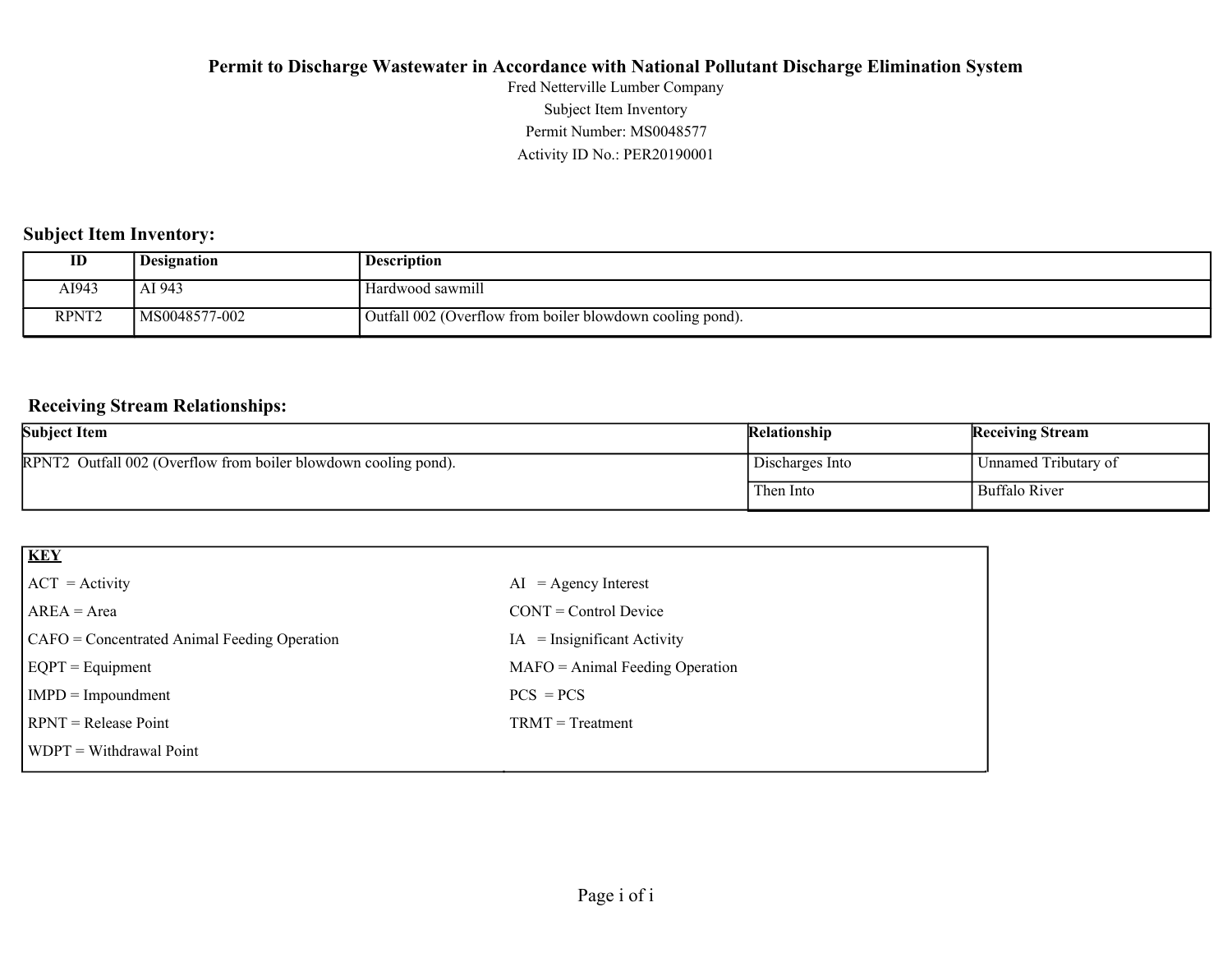**Permit to Discharge Wastewater in Accordance with National Pollutant Discharge Elimination System**

Fred Netterville Lumber Company

Subject Item Inventory

Permit Number: MS0048577

Activity ID No.: PER20190001

## Subject Item Inventory:

| ID | Designation | Description |
|---|---|---|
| AI943 | AI 943 | Hardwood sawmill |
| RPNT2 | MS0048577-002 | Outfall 002 (Overflow from boiler blowdown cooling pond). |

## Receiving Stream Relationships:

| Subject Item | Relationship | Receiving Stream |
|---|---|---|
| RPNT2 Outfall 002 (Overflow from boiler blowdown cooling pond). | Discharges Into | Unnamed Tributary of |
| | Then Into | Buffalo River |

| **KEY** | |
|---|---|
| ACT = Activity | AI = Agency Interest |
| AREA = Area | CONT = Control Device |
| CAFO = Concentrated Animal Feeding Operation | IA = Insignificant Activity |
| EQPT = Equipment | MAFO = Animal Feeding Operation |
| IMPD = Impoundment | PCS = PCS |
| RPNT = Release Point | TRMT = Treatment |
| WDPT = Withdrawal Point | |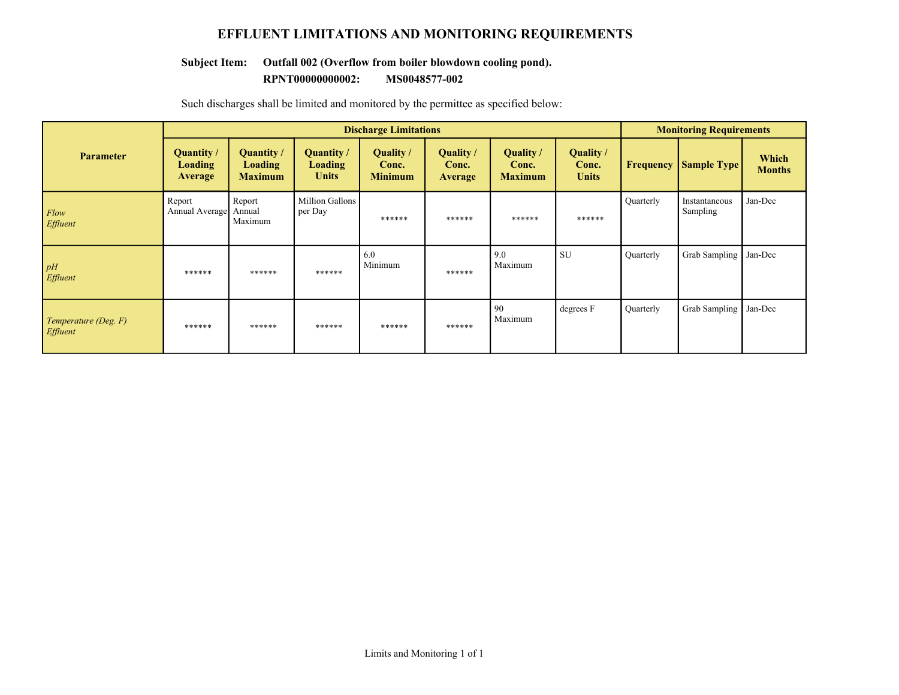# EFFLUENT LIMITATIONS AND MONITORING REQUIREMENTS

**Subject Item: Outfall 002 (Overflow from boiler blowdown cooling pond).**
**RPNT00000000002: MS0048577-002**

Such discharges shall be limited and monitored by the permittee as specified below:

| Parameter | Discharge Limitations | | | | | | | Monitoring Requirements | | |
|---|---|---|---|---|---|---|---|---|---|---|
| | Quantity / Loading Average | Quantity / Loading Maximum | Quantity / Loading Units | Quality / Conc. Minimum | Quality / Conc. Average | Quality / Conc. Maximum | Quality / Conc. Units | Frequency | Sample Type | Which Months |
| *Flow Effluent* | Report Annual Average | Report Annual Maximum | Million Gallons per Day | ****** | ****** | ****** | ****** | Quarterly | Instantaneous Sampling | Jan-Dec |
| *pH Effluent* | ****** | ****** | ****** | 6.0 Minimum | ****** | 9.0 Maximum | SU | Quarterly | Grab Sampling | Jan-Dec |
| *Temperature (Deg. F) Effluent* | ****** | ****** | ****** | ****** | ****** | 90 Maximum | degrees F | Quarterly | Grab Sampling | Jan-Dec |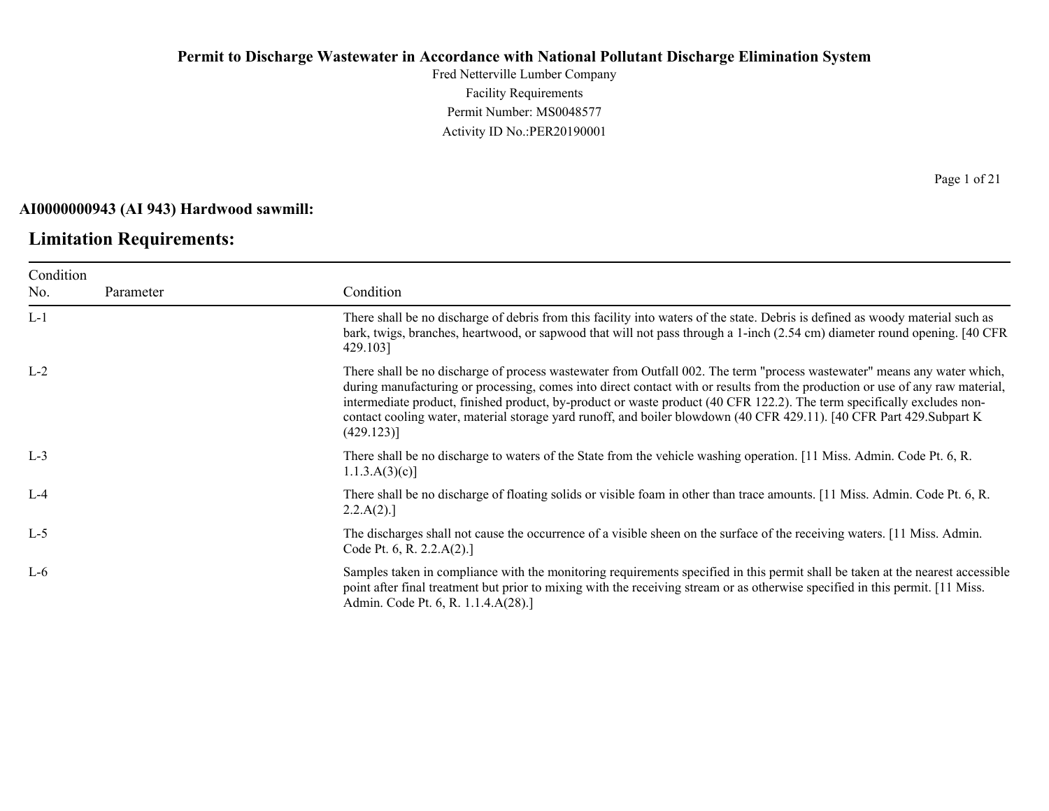**Permit to Discharge Wastewater in Accordance with National Pollutant Discharge Elimination System**

Fred Netterville Lumber Company

Facility Requirements

Permit Number: MS0048577

Activity ID No.:PER20190001

**AI0000000943 (AI 943) Hardwood sawmill:**

## Limitation Requirements:

| Condition No. | Parameter | Condition |
|---|---|---|
| L-1 | | There shall be no discharge of debris from this facility into waters of the state. Debris is defined as woody material such as bark, twigs, branches, heartwood, or sapwood that will not pass through a 1-inch (2.54 cm) diameter round opening. [40 CFR 429.103] |
| L-2 | | There shall be no discharge of process wastewater from Outfall 002. The term "process wastewater" means any water which, during manufacturing or processing, comes into direct contact with or results from the production or use of any raw material, intermediate product, finished product, by-product or waste product (40 CFR 122.2). The term specifically excludes non-contact cooling water, material storage yard runoff, and boiler blowdown (40 CFR 429.11). [40 CFR Part 429.Subpart K (429.123)] |
| L-3 | | There shall be no discharge to waters of the State from the vehicle washing operation. [11 Miss. Admin. Code Pt. 6, R. 1.1.3.A(3)(c)] |
| L-4 | | There shall be no discharge of floating solids or visible foam in other than trace amounts. [11 Miss. Admin. Code Pt. 6, R. 2.2.A(2).] |
| L-5 | | The discharges shall not cause the occurrence of a visible sheen on the surface of the receiving waters. [11 Miss. Admin. Code Pt. 6, R. 2.2.A(2).] |
| L-6 | | Samples taken in compliance with the monitoring requirements specified in this permit shall be taken at the nearest accessible point after final treatment but prior to mixing with the receiving stream or as otherwise specified in this permit. [11 Miss. Admin. Code Pt. 6, R. 1.1.4.A(28).] |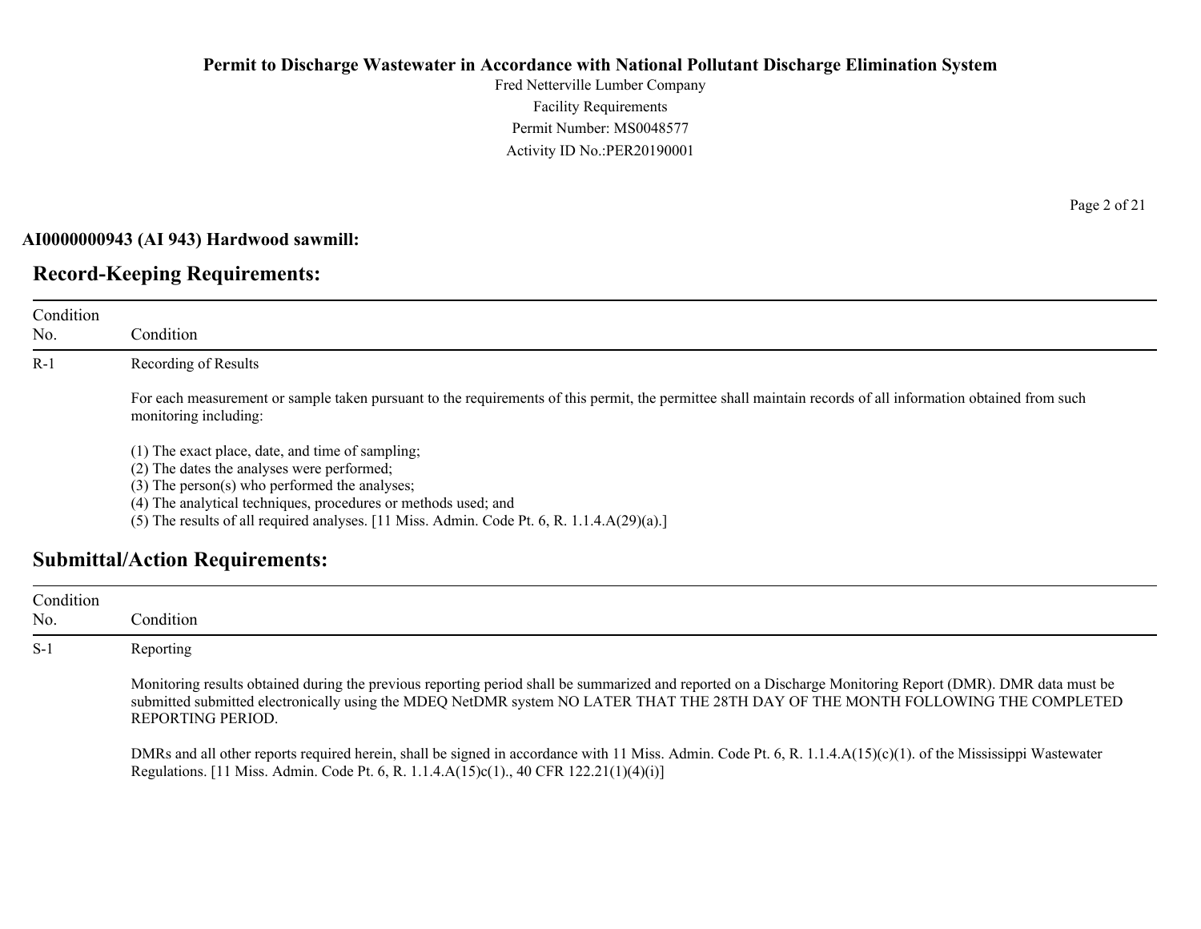**Permit to Discharge Wastewater in Accordance with National Pollutant Discharge Elimination System**

Fred Netterville Lumber Company

Facility Requirements

Permit Number: MS0048577

Activity ID No.:PER20190001

**AI0000000943 (AI 943) Hardwood sawmill:**

## Record-Keeping Requirements:

| Condition No. | Condition |
|---|---|
| R-1 | Recording of Results<br><br>For each measurement or sample taken pursuant to the requirements of this permit, the permittee shall maintain records of all information obtained from such monitoring including:<br><br>(1) The exact place, date, and time of sampling;<br>(2) The dates the analyses were performed;<br>(3) The person(s) who performed the analyses;<br>(4) The analytical techniques, procedures or methods used; and<br>(5) The results of all required analyses. [11 Miss. Admin. Code Pt. 6, R. 1.1.4.A(29)(a).] |

## Submittal/Action Requirements:

| Condition No. | Condition |
|---|---|
| S-1 | Reporting<br><br>Monitoring results obtained during the previous reporting period shall be summarized and reported on a Discharge Monitoring Report (DMR). DMR data must be submitted submitted electronically using the MDEQ NetDMR system NO LATER THAT THE 28TH DAY OF THE MONTH FOLLOWING THE COMPLETED REPORTING PERIOD.<br><br>DMRs and all other reports required herein, shall be signed in accordance with 11 Miss. Admin. Code Pt. 6, R. 1.1.4.A(15)(c)(1). of the Mississippi Wastewater Regulations. [11 Miss. Admin. Code Pt. 6, R. 1.1.4.A(15)c(1)., 40 CFR 122.21(1)(4)(i)] |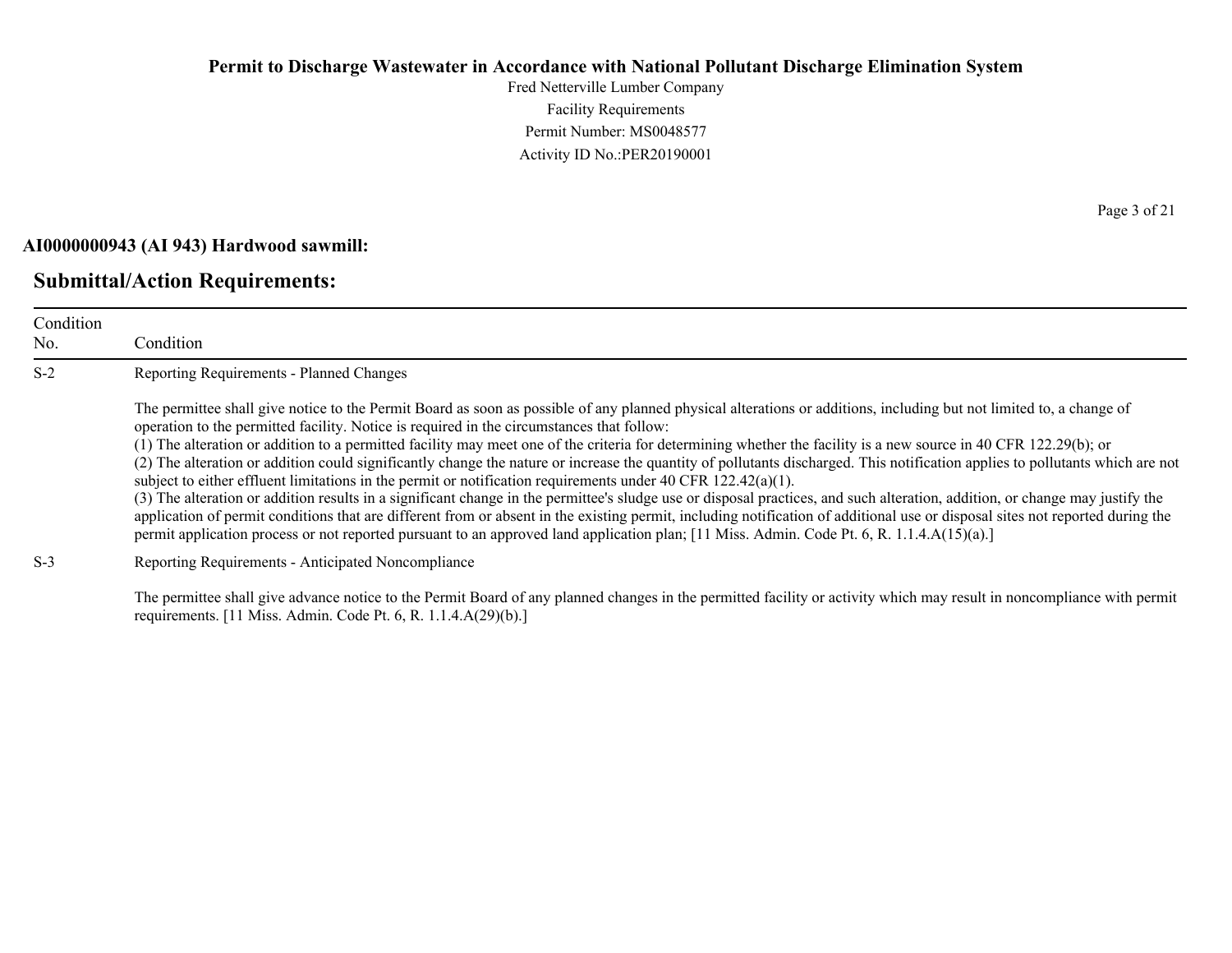**AI0000000943 (AI 943) Hardwood sawmill:**

## Submittal/Action Requirements:

| Condition No. | Condition |
|---|---|
| S-2 | Reporting Requirements - Planned Changes<br><br>The permittee shall give notice to the Permit Board as soon as possible of any planned physical alterations or additions, including but not limited to, a change of operation to the permitted facility. Notice is required in the circumstances that follow:<br>(1) The alteration or addition to a permitted facility may meet one of the criteria for determining whether the facility is a new source in 40 CFR 122.29(b); or<br>(2) The alteration or addition could significantly change the nature or increase the quantity of pollutants discharged. This notification applies to pollutants which are not subject to either effluent limitations in the permit or notification requirements under 40 CFR 122.42(a)(1).<br>(3) The alteration or addition results in a significant change in the permittee's sludge use or disposal practices, and such alteration, addition, or change may justify the application of permit conditions that are different from or absent in the existing permit, including notification of additional use or disposal sites not reported during the permit application process or not reported pursuant to an approved land application plan; [11 Miss. Admin. Code Pt. 6, R. 1.1.4.A(15)(a).] |
| S-3 | Reporting Requirements - Anticipated Noncompliance<br><br>The permittee shall give advance notice to the Permit Board of any planned changes in the permitted facility or activity which may result in noncompliance with permit requirements. [11 Miss. Admin. Code Pt. 6, R. 1.1.4.A(29)(b).] |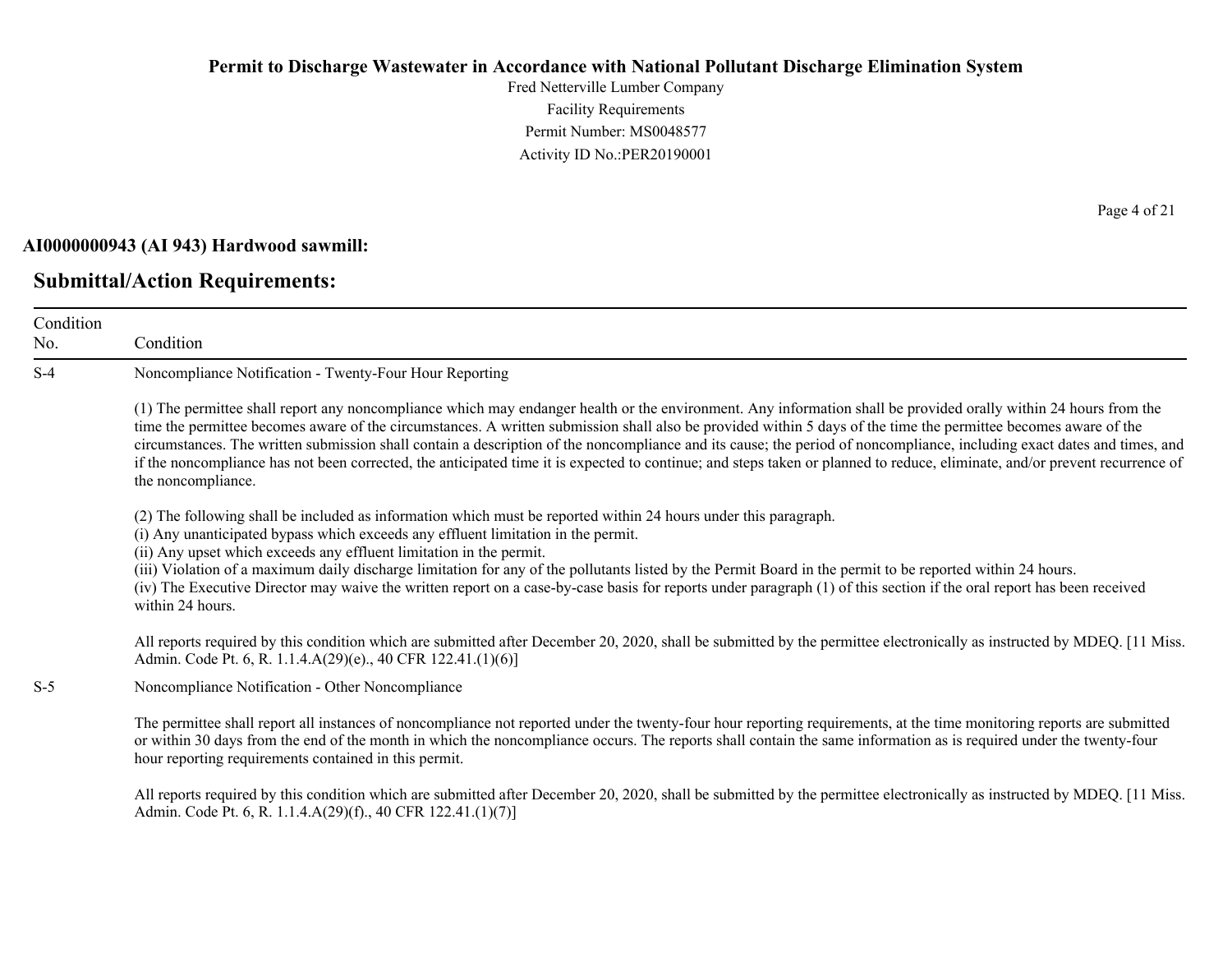**Permit to Discharge Wastewater in Accordance with National Pollutant Discharge Elimination System**

Fred Netterville Lumber Company
Facility Requirements
Permit Number: MS0048577
Activity ID No.:PER20190001

**AI0000000943 (AI 943) Hardwood sawmill:**

## Submittal/Action Requirements:

| Condition No. | Condition |
|---|---|
| S-4 | Noncompliance Notification - Twenty-Four Hour Reporting<br><br>(1) The permittee shall report any noncompliance which may endanger health or the environment. Any information shall be provided orally within 24 hours from the time the permittee becomes aware of the circumstances. A written submission shall also be provided within 5 days of the time the permittee becomes aware of the circumstances. The written submission shall contain a description of the noncompliance and its cause; the period of noncompliance, including exact dates and times, and if the noncompliance has not been corrected, the anticipated time it is expected to continue; and steps taken or planned to reduce, eliminate, and/or prevent recurrence of the noncompliance.<br><br>(2) The following shall be included as information which must be reported within 24 hours under this paragraph.<br>(i) Any unanticipated bypass which exceeds any effluent limitation in the permit.<br>(ii) Any upset which exceeds any effluent limitation in the permit.<br>(iii) Violation of a maximum daily discharge limitation for any of the pollutants listed by the Permit Board in the permit to be reported within 24 hours.<br>(iv) The Executive Director may waive the written report on a case-by-case basis for reports under paragraph (1) of this section if the oral report has been received within 24 hours.<br><br>All reports required by this condition which are submitted after December 20, 2020, shall be submitted by the permittee electronically as instructed by MDEQ. [11 Miss. Admin. Code Pt. 6, R. 1.1.4.A(29)(e)., 40 CFR 122.41.(1)(6)] |
| S-5 | Noncompliance Notification - Other Noncompliance<br><br>The permittee shall report all instances of noncompliance not reported under the twenty-four hour reporting requirements, at the time monitoring reports are submitted or within 30 days from the end of the month in which the noncompliance occurs. The reports shall contain the same information as is required under the twenty-four hour reporting requirements contained in this permit.<br><br>All reports required by this condition which are submitted after December 20, 2020, shall be submitted by the permittee electronically as instructed by MDEQ. [11 Miss. Admin. Code Pt. 6, R. 1.1.4.A(29)(f)., 40 CFR 122.41.(1)(7)] |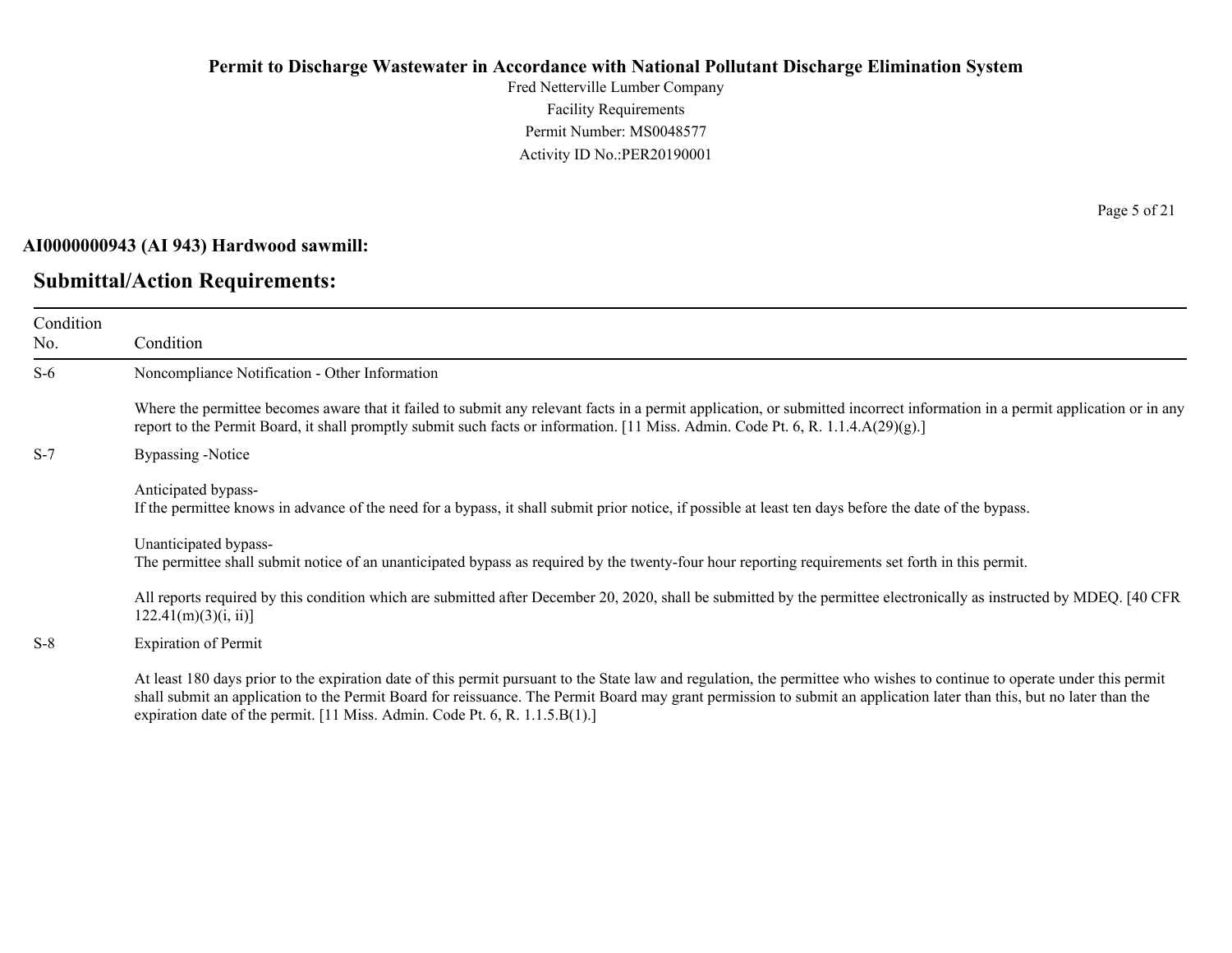**AI0000000943 (AI 943) Hardwood sawmill:**

## Submittal/Action Requirements:

| Condition No. | Condition |
|---|---|
| S-6 | Noncompliance Notification - Other Information<br><br>Where the permittee becomes aware that it failed to submit any relevant facts in a permit application, or submitted incorrect information in a permit application or in any report to the Permit Board, it shall promptly submit such facts or information. [11 Miss. Admin. Code Pt. 6, R. 1.1.4.A(29)(g).] |
| S-7 | Bypassing -Notice<br><br>Anticipated bypass-<br>If the permittee knows in advance of the need for a bypass, it shall submit prior notice, if possible at least ten days before the date of the bypass.<br><br>Unanticipated bypass-<br>The permittee shall submit notice of an unanticipated bypass as required by the twenty-four hour reporting requirements set forth in this permit.<br><br>All reports required by this condition which are submitted after December 20, 2020, shall be submitted by the permittee electronically as instructed by MDEQ. [40 CFR 122.41(m)(3)(i, ii)] |
| S-8 | Expiration of Permit<br><br>At least 180 days prior to the expiration date of this permit pursuant to the State law and regulation, the permittee who wishes to continue to operate under this permit shall submit an application to the Permit Board for reissuance. The Permit Board may grant permission to submit an application later than this, but no later than the expiration date of the permit. [11 Miss. Admin. Code Pt. 6, R. 1.1.5.B(1).] |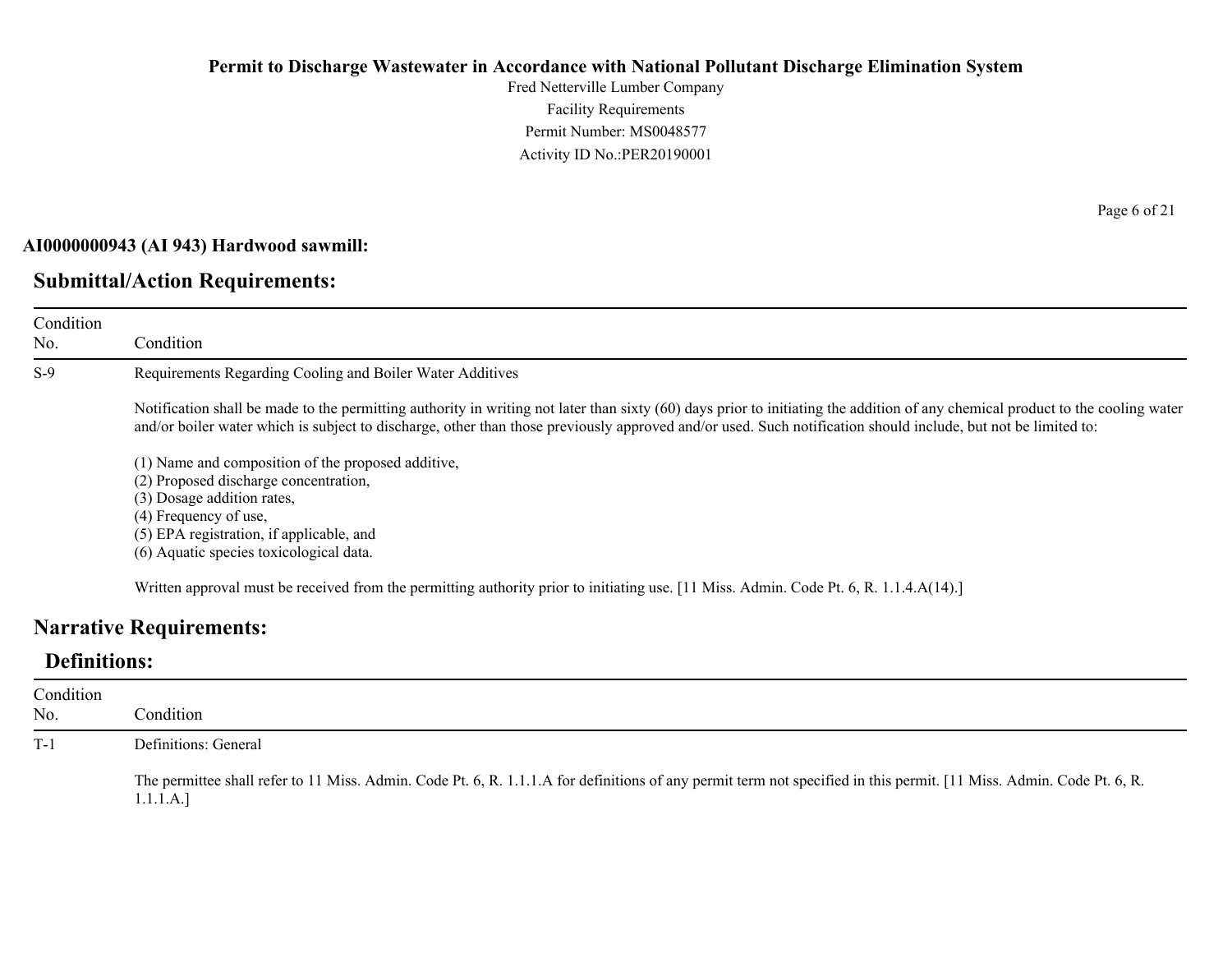**AI0000000943 (AI 943) Hardwood sawmill:**

## Submittal/Action Requirements:

| Condition No. | Condition |
|---|---|
| S-9 | Requirements Regarding Cooling and Boiler Water Additives<br><br>Notification shall be made to the permitting authority in writing not later than sixty (60) days prior to initiating the addition of any chemical product to the cooling water and/or boiler water which is subject to discharge, other than those previously approved and/or used. Such notification should include, but not be limited to:<br><br>(1) Name and composition of the proposed additive,<br>(2) Proposed discharge concentration,<br>(3) Dosage addition rates,<br>(4) Frequency of use,<br>(5) EPA registration, if applicable, and<br>(6) Aquatic species toxicological data.<br><br>Written approval must be received from the permitting authority prior to initiating use. [11 Miss. Admin. Code Pt. 6, R. 1.1.4.A(14).] |

## Narrative Requirements:

### Definitions:

| Condition No. | Condition |
|---|---|
| T-1 | Definitions: General<br><br>The permittee shall refer to 11 Miss. Admin. Code Pt. 6, R. 1.1.1.A for definitions of any permit term not specified in this permit. [11 Miss. Admin. Code Pt. 6, R. 1.1.1.A.] |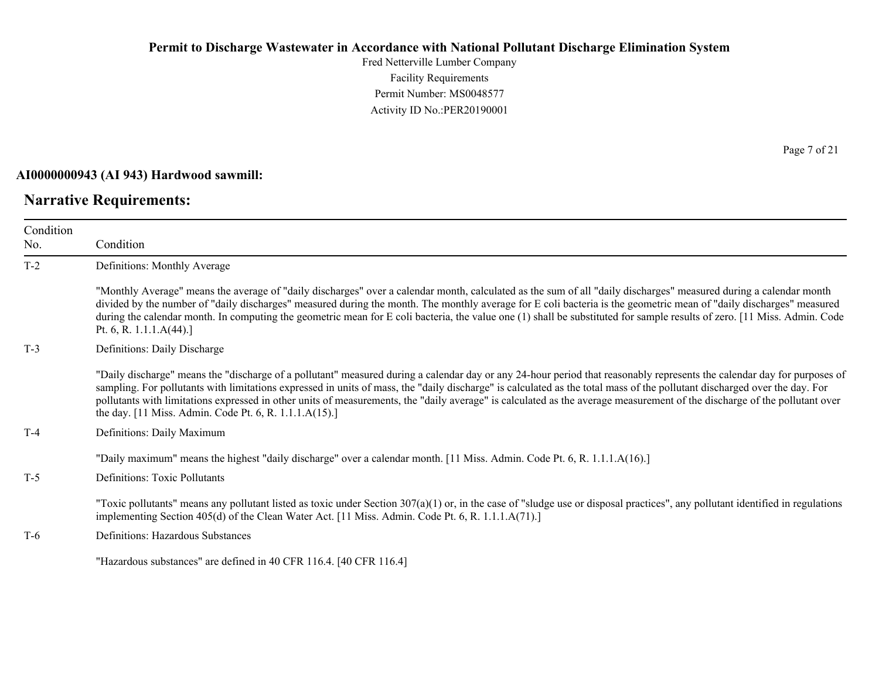**AI0000000943 (AI 943) Hardwood sawmill:**

## Narrative Requirements:

| Condition No. | Condition |
|---|---|
| T-2 | Definitions: Monthly Average<br><br>"Monthly Average" means the average of "daily discharges" over a calendar month, calculated as the sum of all "daily discharges" measured during a calendar month divided by the number of "daily discharges" measured during the month. The monthly average for E coli bacteria is the geometric mean of "daily discharges" measured during the calendar month. In computing the geometric mean for E coli bacteria, the value one (1) shall be substituted for sample results of zero. [11 Miss. Admin. Code Pt. 6, R. 1.1.1.A(44).] |
| T-3 | Definitions: Daily Discharge<br><br>"Daily discharge" means the "discharge of a pollutant" measured during a calendar day or any 24-hour period that reasonably represents the calendar day for purposes of sampling. For pollutants with limitations expressed in units of mass, the "daily discharge" is calculated as the total mass of the pollutant discharged over the day. For pollutants with limitations expressed in other units of measurements, the "daily average" is calculated as the average measurement of the discharge of the pollutant over the day. [11 Miss. Admin. Code Pt. 6, R. 1.1.1.A(15).] |
| T-4 | Definitions: Daily Maximum<br><br>"Daily maximum" means the highest "daily discharge" over a calendar month. [11 Miss. Admin. Code Pt. 6, R. 1.1.1.A(16).] |
| T-5 | Definitions: Toxic Pollutants<br><br>"Toxic pollutants" means any pollutant listed as toxic under Section 307(a)(1) or, in the case of "sludge use or disposal practices", any pollutant identified in regulations implementing Section 405(d) of the Clean Water Act. [11 Miss. Admin. Code Pt. 6, R. 1.1.1.A(71).] |
| T-6 | Definitions: Hazardous Substances<br><br>"Hazardous substances" are defined in 40 CFR 116.4. [40 CFR 116.4] |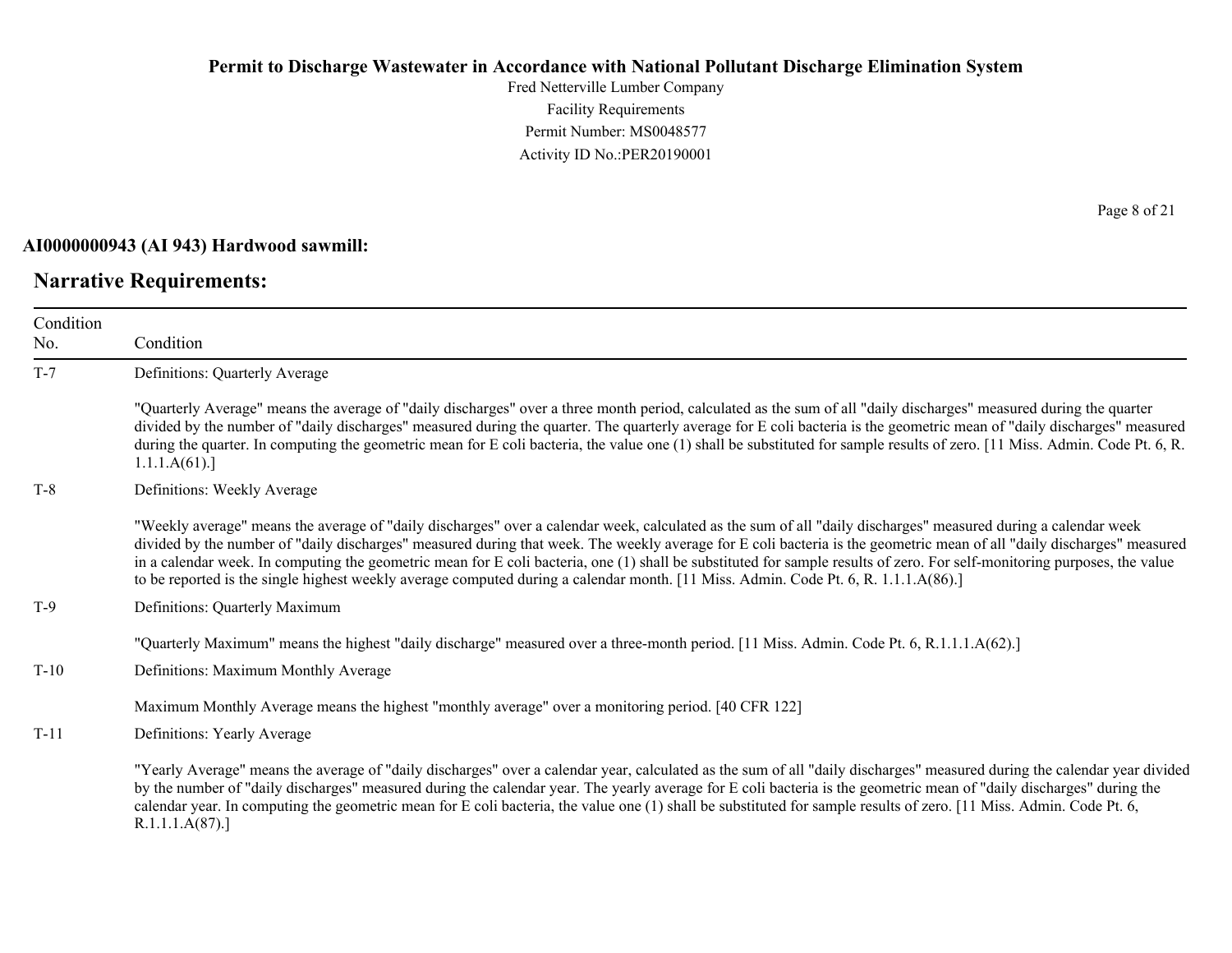**AI0000000943 (AI 943) Hardwood sawmill:**

## Narrative Requirements:

| Condition No. | Condition |
|---|---|
| T-7 | Definitions: Quarterly Average<br><br>"Quarterly Average" means the average of "daily discharges" over a three month period, calculated as the sum of all "daily discharges" measured during the quarter divided by the number of "daily discharges" measured during the quarter. The quarterly average for E coli bacteria is the geometric mean of "daily discharges" measured during the quarter. In computing the geometric mean for E coli bacteria, the value one (1) shall be substituted for sample results of zero. [11 Miss. Admin. Code Pt. 6, R. 1.1.1.A(61).] |
| T-8 | Definitions: Weekly Average<br><br>"Weekly average" means the average of "daily discharges" over a calendar week, calculated as the sum of all "daily discharges" measured during a calendar week divided by the number of "daily discharges" measured during that week. The weekly average for E coli bacteria is the geometric mean of all "daily discharges" measured in a calendar week. In computing the geometric mean for E coli bacteria, one (1) shall be substituted for sample results of zero. For self-monitoring purposes, the value to be reported is the single highest weekly average computed during a calendar month. [11 Miss. Admin. Code Pt. 6, R. 1.1.1.A(86).] |
| T-9 | Definitions: Quarterly Maximum<br><br>"Quarterly Maximum" means the highest "daily discharge" measured over a three-month period. [11 Miss. Admin. Code Pt. 6, R.1.1.1.A(62).] |
| T-10 | Definitions: Maximum Monthly Average<br><br>Maximum Monthly Average means the highest "monthly average" over a monitoring period. [40 CFR 122] |
| T-11 | Definitions: Yearly Average<br><br>"Yearly Average" means the average of "daily discharges" over a calendar year, calculated as the sum of all "daily discharges" measured during the calendar year divided by the number of "daily discharges" measured during the calendar year. The yearly average for E coli bacteria is the geometric mean of "daily discharges" during the calendar year. In computing the geometric mean for E coli bacteria, the value one (1) shall be substituted for sample results of zero. [11 Miss. Admin. Code Pt. 6, R.1.1.1.A(87).] |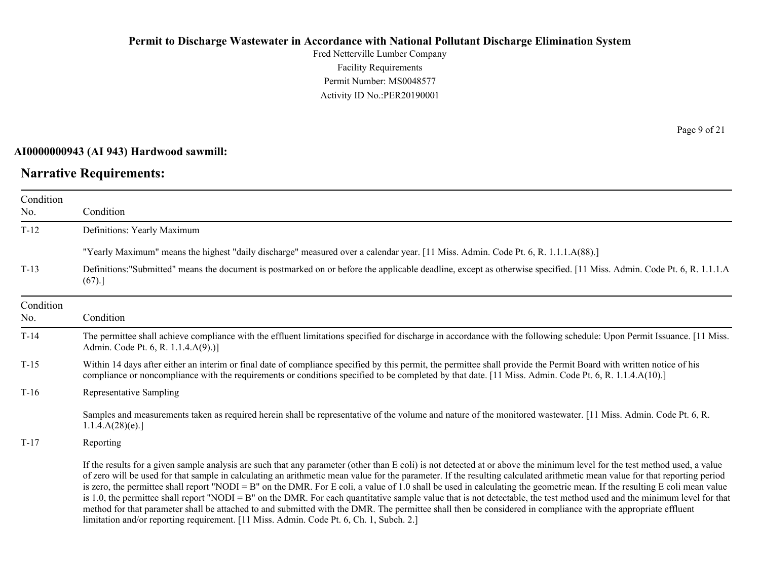**AI0000000943 (AI 943) Hardwood sawmill:**

## Narrative Requirements:

| Condition No. | Condition |
|---|---|
| T-12 | Definitions: Yearly Maximum<br><br>"Yearly Maximum" means the highest "daily discharge" measured over a calendar year. [11 Miss. Admin. Code Pt. 6, R. 1.1.1.A(88).] |
| T-13 | Definitions:"Submitted" means the document is postmarked on or before the applicable deadline, except as otherwise specified. [11 Miss. Admin. Code Pt. 6, R. 1.1.1.A (67).] |

| Condition No. | Condition |
|---|---|
| T-14 | The permittee shall achieve compliance with the effluent limitations specified for discharge in accordance with the following schedule: Upon Permit Issuance. [11 Miss. Admin. Code Pt. 6, R. 1.1.4.A(9).)] |
| T-15 | Within 14 days after either an interim or final date of compliance specified by this permit, the permittee shall provide the Permit Board with written notice of his compliance or noncompliance with the requirements or conditions specified to be completed by that date. [11 Miss. Admin. Code Pt. 6, R. 1.1.4.A(10).] |
| T-16 | Representative Sampling<br><br>Samples and measurements taken as required herein shall be representative of the volume and nature of the monitored wastewater. [11 Miss. Admin. Code Pt. 6, R. 1.1.4.A(28)(e).] |
| T-17 | Reporting<br><br>If the results for a given sample analysis are such that any parameter (other than E coli) is not detected at or above the minimum level for the test method used, a value of zero will be used for that sample in calculating an arithmetic mean value for the parameter. If the resulting calculated arithmetic mean value for that reporting period is zero, the permittee shall report "NODI = B" on the DMR. For E coli, a value of 1.0 shall be used in calculating the geometric mean. If the resulting E coli mean value is 1.0, the permittee shall report "NODI = B" on the DMR. For each quantitative sample value that is not detectable, the test method used and the minimum level for that method for that parameter shall be attached to and submitted with the DMR. The permittee shall then be considered in compliance with the appropriate effluent limitation and/or reporting requirement. [11 Miss. Admin. Code Pt. 6, Ch. 1, Subch. 2.] |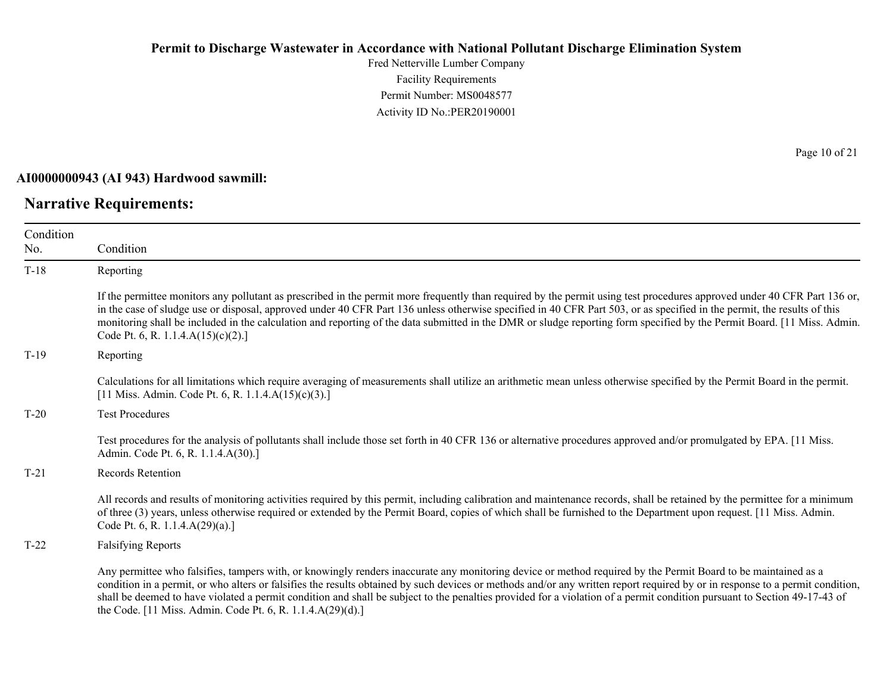**AI0000000943 (AI 943) Hardwood sawmill:**

## Narrative Requirements:

| Condition No. | Condition |
|---|---|
| T-18 | Reporting<br><br>If the permittee monitors any pollutant as prescribed in the permit more frequently than required by the permit using test procedures approved under 40 CFR Part 136 or, in the case of sludge use or disposal, approved under 40 CFR Part 136 unless otherwise specified in 40 CFR Part 503, or as specified in the permit, the results of this monitoring shall be included in the calculation and reporting of the data submitted in the DMR or sludge reporting form specified by the Permit Board. [11 Miss. Admin. Code Pt. 6, R. 1.1.4.A(15)(c)(2).] |
| T-19 | Reporting<br><br>Calculations for all limitations which require averaging of measurements shall utilize an arithmetic mean unless otherwise specified by the Permit Board in the permit. [11 Miss. Admin. Code Pt. 6, R. 1.1.4.A(15)(c)(3).] |
| T-20 | Test Procedures<br><br>Test procedures for the analysis of pollutants shall include those set forth in 40 CFR 136 or alternative procedures approved and/or promulgated by EPA. [11 Miss. Admin. Code Pt. 6, R. 1.1.4.A(30).] |
| T-21 | Records Retention<br><br>All records and results of monitoring activities required by this permit, including calibration and maintenance records, shall be retained by the permittee for a minimum of three (3) years, unless otherwise required or extended by the Permit Board, copies of which shall be furnished to the Department upon request. [11 Miss. Admin. Code Pt. 6, R. 1.1.4.A(29)(a).] |
| T-22 | Falsifying Reports<br><br>Any permittee who falsifies, tampers with, or knowingly renders inaccurate any monitoring device or method required by the Permit Board to be maintained as a condition in a permit, or who alters or falsifies the results obtained by such devices or methods and/or any written report required by or in response to a permit condition, shall be deemed to have violated a permit condition and shall be subject to the penalties provided for a violation of a permit condition pursuant to Section 49-17-43 of the Code. [11 Miss. Admin. Code Pt. 6, R. 1.1.4.A(29)(d).] |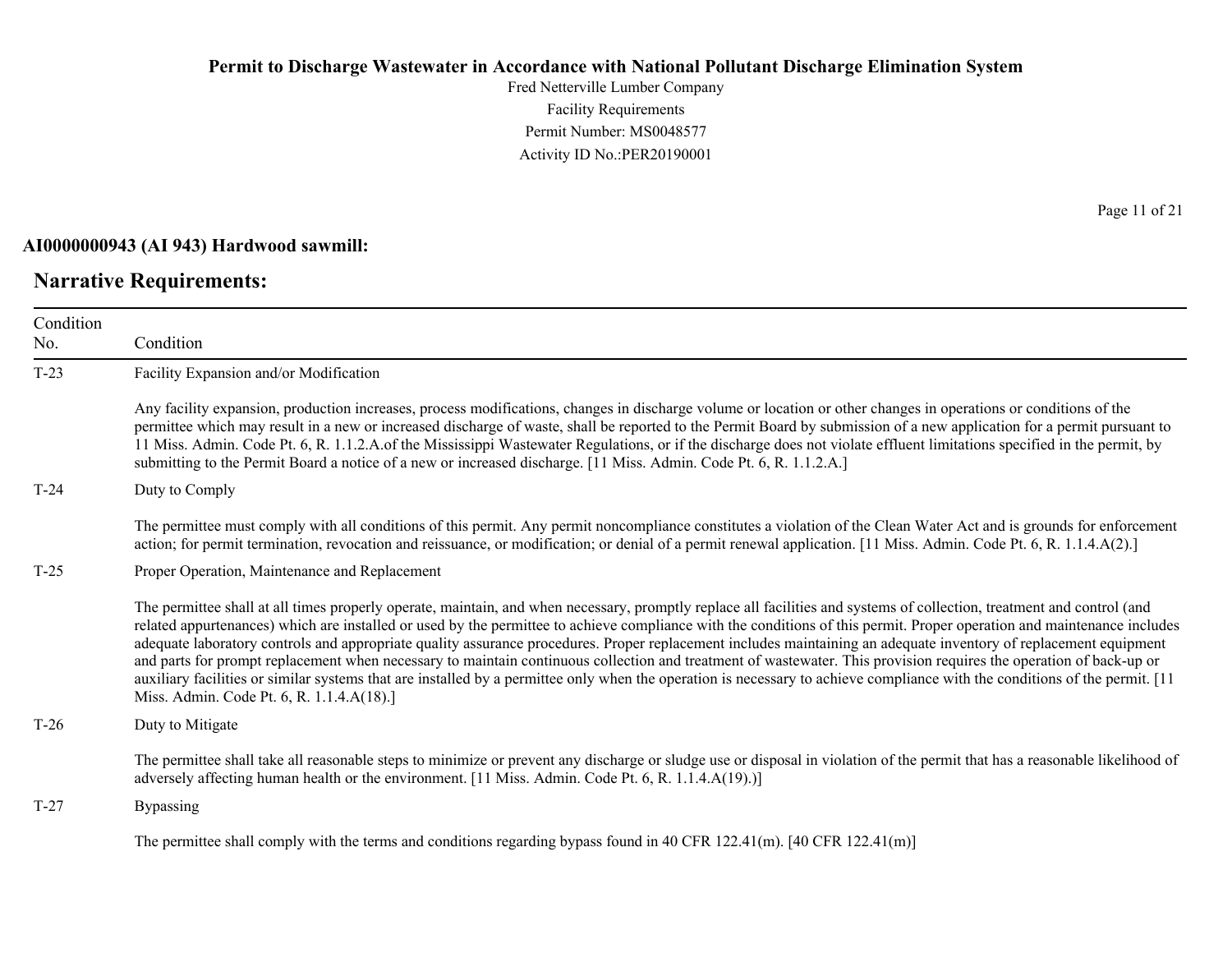**AI0000000943 (AI 943) Hardwood sawmill:**

## Narrative Requirements:

| Condition No. | Condition |
|---|---|
| T-23 | Facility Expansion and/or Modification<br><br>Any facility expansion, production increases, process modifications, changes in discharge volume or location or other changes in operations or conditions of the permittee which may result in a new or increased discharge of waste, shall be reported to the Permit Board by submission of a new application for a permit pursuant to 11 Miss. Admin. Code Pt. 6, R. 1.1.2.A.of the Mississippi Wastewater Regulations, or if the discharge does not violate effluent limitations specified in the permit, by submitting to the Permit Board a notice of a new or increased discharge. [11 Miss. Admin. Code Pt. 6, R. 1.1.2.A.] |
| T-24 | Duty to Comply<br><br>The permittee must comply with all conditions of this permit. Any permit noncompliance constitutes a violation of the Clean Water Act and is grounds for enforcement action; for permit termination, revocation and reissuance, or modification; or denial of a permit renewal application. [11 Miss. Admin. Code Pt. 6, R. 1.1.4.A(2).] |
| T-25 | Proper Operation, Maintenance and Replacement<br><br>The permittee shall at all times properly operate, maintain, and when necessary, promptly replace all facilities and systems of collection, treatment and control (and related appurtenances) which are installed or used by the permittee to achieve compliance with the conditions of this permit. Proper operation and maintenance includes adequate laboratory controls and appropriate quality assurance procedures. Proper replacement includes maintaining an adequate inventory of replacement equipment and parts for prompt replacement when necessary to maintain continuous collection and treatment of wastewater. This provision requires the operation of back-up or auxiliary facilities or similar systems that are installed by a permittee only when the operation is necessary to achieve compliance with the conditions of the permit. [11 Miss. Admin. Code Pt. 6, R. 1.1.4.A(18).] |
| T-26 | Duty to Mitigate<br><br>The permittee shall take all reasonable steps to minimize or prevent any discharge or sludge use or disposal in violation of the permit that has a reasonable likelihood of adversely affecting human health or the environment. [11 Miss. Admin. Code Pt. 6, R. 1.1.4.A(19).)] |
| T-27 | Bypassing<br><br>The permittee shall comply with the terms and conditions regarding bypass found in 40 CFR 122.41(m). [40 CFR 122.41(m)] |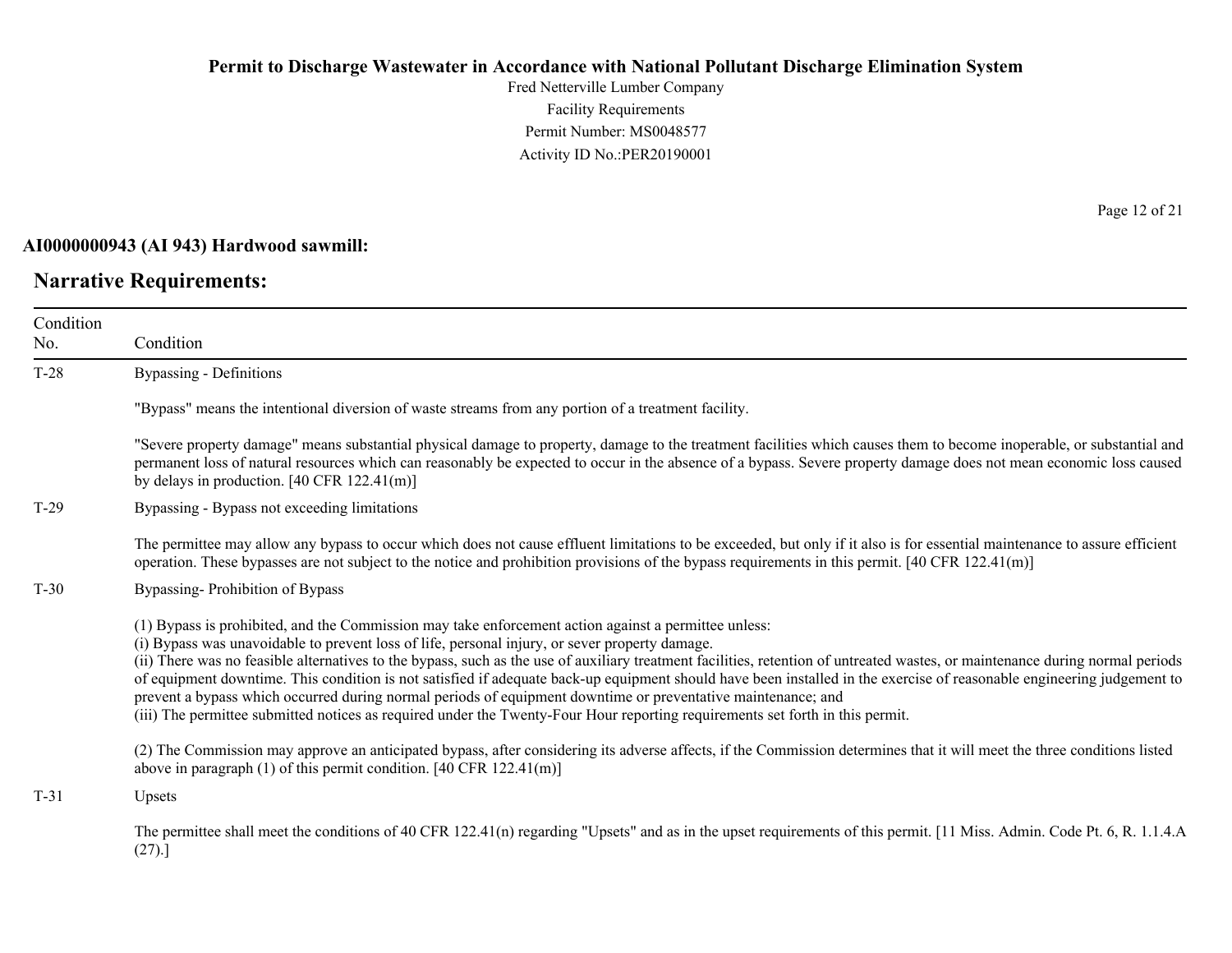**AI0000000943 (AI 943) Hardwood sawmill:**

## Narrative Requirements:

| Condition No. | Condition |
| --- | --- |
| T-28 | Bypassing - Definitions<br><br>"Bypass" means the intentional diversion of waste streams from any portion of a treatment facility.<br><br>"Severe property damage" means substantial physical damage to property, damage to the treatment facilities which causes them to become inoperable, or substantial and permanent loss of natural resources which can reasonably be expected to occur in the absence of a bypass. Severe property damage does not mean economic loss caused by delays in production. [40 CFR 122.41(m)] |
| T-29 | Bypassing - Bypass not exceeding limitations<br><br>The permittee may allow any bypass to occur which does not cause effluent limitations to be exceeded, but only if it also is for essential maintenance to assure efficient operation. These bypasses are not subject to the notice and prohibition provisions of the bypass requirements in this permit. [40 CFR 122.41(m)] |
| T-30 | Bypassing- Prohibition of Bypass<br><br>(1) Bypass is prohibited, and the Commission may take enforcement action against a permittee unless:<br>(i) Bypass was unavoidable to prevent loss of life, personal injury, or sever property damage.<br>(ii) There was no feasible alternatives to the bypass, such as the use of auxiliary treatment facilities, retention of untreated wastes, or maintenance during normal periods of equipment downtime. This condition is not satisfied if adequate back-up equipment should have been installed in the exercise of reasonable engineering judgement to prevent a bypass which occurred during normal periods of equipment downtime or preventative maintenance; and<br>(iii) The permittee submitted notices as required under the Twenty-Four Hour reporting requirements set forth in this permit.<br><br>(2) The Commission may approve an anticipated bypass, after considering its adverse affects, if the Commission determines that it will meet the three conditions listed above in paragraph (1) of this permit condition. [40 CFR 122.41(m)] |
| T-31 | Upsets<br><br>The permittee shall meet the conditions of 40 CFR 122.41(n) regarding "Upsets" and as in the upset requirements of this permit. [11 Miss. Admin. Code Pt. 6, R. 1.1.4.A (27).] |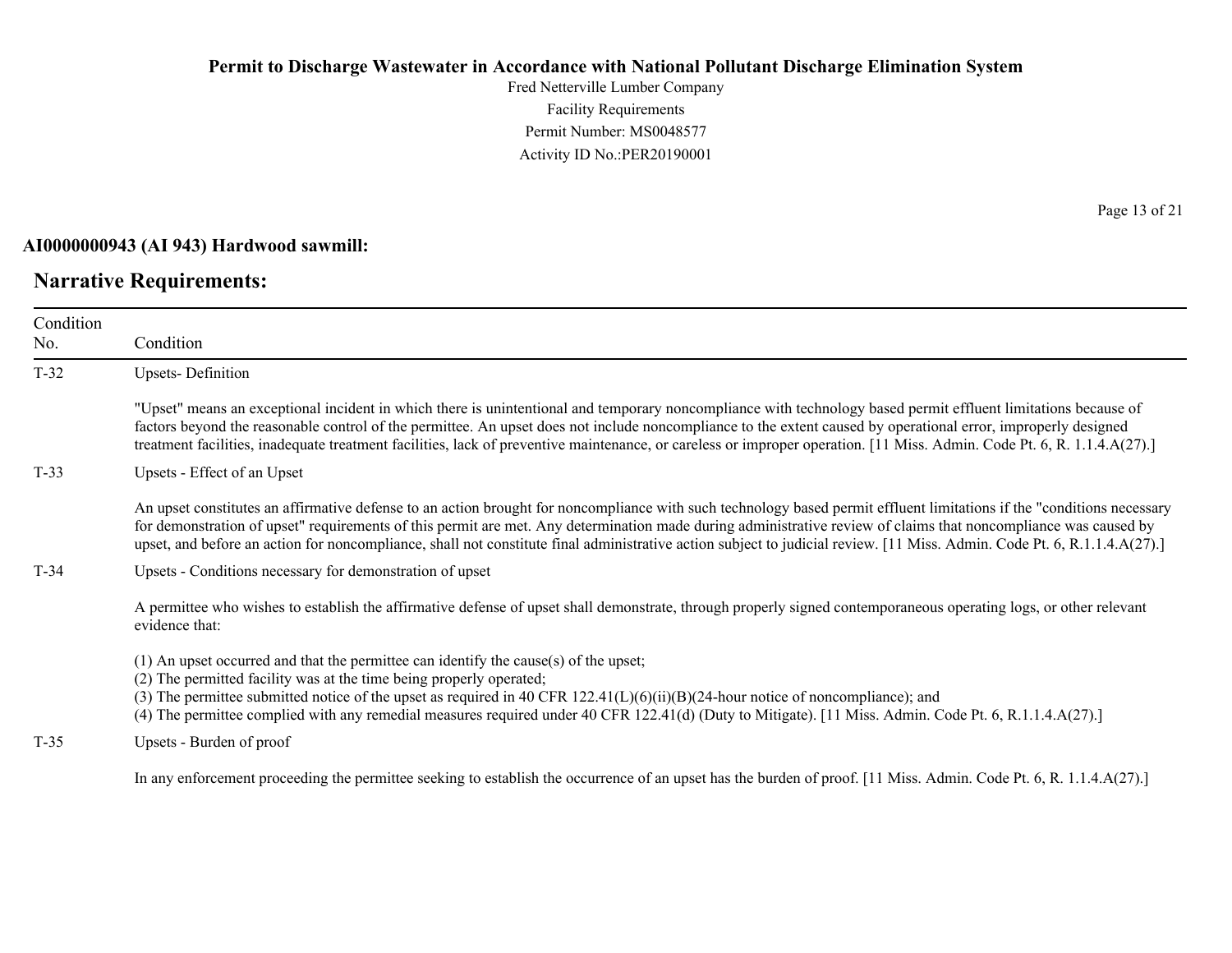**AI0000000943 (AI 943) Hardwood sawmill:**

## Narrative Requirements:

| Condition No. | Condition |
|---|---|
| T-32 | Upsets- Definition<br><br>"Upset" means an exceptional incident in which there is unintentional and temporary noncompliance with technology based permit effluent limitations because of factors beyond the reasonable control of the permittee. An upset does not include noncompliance to the extent caused by operational error, improperly designed treatment facilities, inadequate treatment facilities, lack of preventive maintenance, or careless or improper operation. [11 Miss. Admin. Code Pt. 6, R. 1.1.4.A(27).] |
| T-33 | Upsets - Effect of an Upset<br><br>An upset constitutes an affirmative defense to an action brought for noncompliance with such technology based permit effluent limitations if the "conditions necessary for demonstration of upset" requirements of this permit are met. Any determination made during administrative review of claims that noncompliance was caused by upset, and before an action for noncompliance, shall not constitute final administrative action subject to judicial review. [11 Miss. Admin. Code Pt. 6, R.1.1.4.A(27).] |
| T-34 | Upsets - Conditions necessary for demonstration of upset<br><br>A permittee who wishes to establish the affirmative defense of upset shall demonstrate, through properly signed contemporaneous operating logs, or other relevant evidence that:<br><br>(1) An upset occurred and that the permittee can identify the cause(s) of the upset;<br>(2) The permitted facility was at the time being properly operated;<br>(3) The permittee submitted notice of the upset as required in 40 CFR 122.41(L)(6)(ii)(B)(24-hour notice of noncompliance); and<br>(4) The permittee complied with any remedial measures required under 40 CFR 122.41(d) (Duty to Mitigate). [11 Miss. Admin. Code Pt. 6, R.1.1.4.A(27).] |
| T-35 | Upsets - Burden of proof<br><br>In any enforcement proceeding the permittee seeking to establish the occurrence of an upset has the burden of proof. [11 Miss. Admin. Code Pt. 6, R. 1.1.4.A(27).] |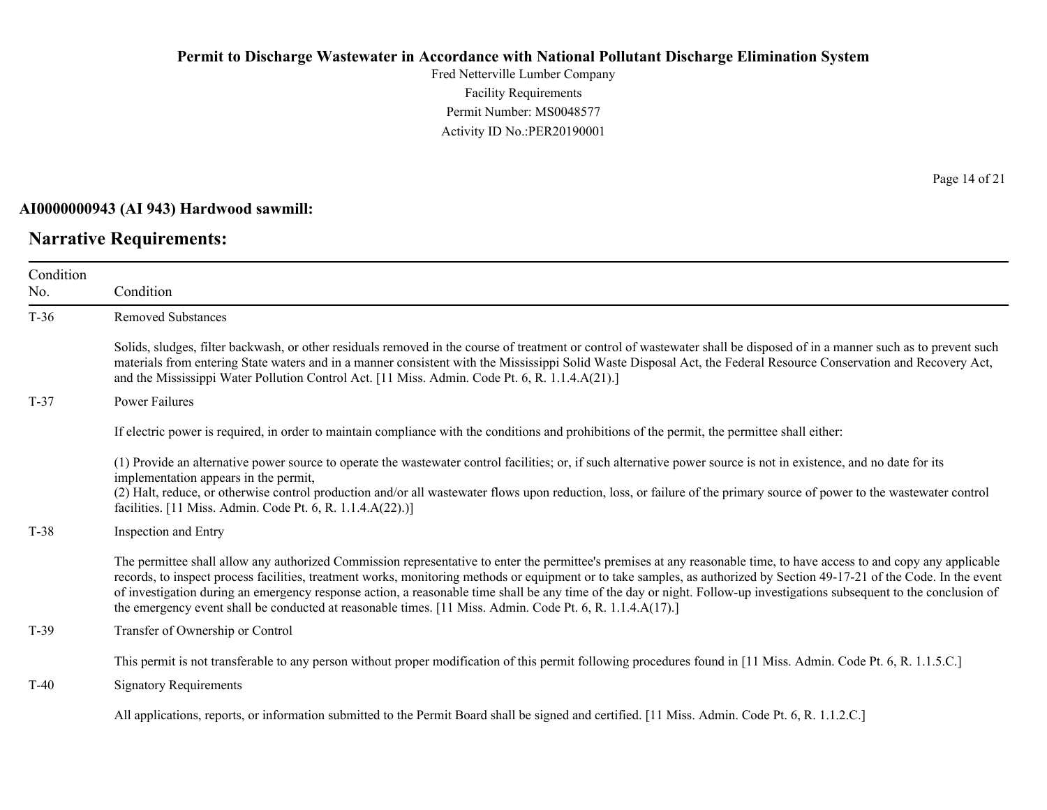**AI0000000943 (AI 943) Hardwood sawmill:**

## Narrative Requirements:

| Condition No. | Condition |
|---|---|
| T-36 | Removed Substances<br><br>Solids, sludges, filter backwash, or other residuals removed in the course of treatment or control of wastewater shall be disposed of in a manner such as to prevent such materials from entering State waters and in a manner consistent with the Mississippi Solid Waste Disposal Act, the Federal Resource Conservation and Recovery Act, and the Mississippi Water Pollution Control Act. [11 Miss. Admin. Code Pt. 6, R. 1.1.4.A(21).] |
| T-37 | Power Failures<br><br>If electric power is required, in order to maintain compliance with the conditions and prohibitions of the permit, the permittee shall either:<br><br>(1) Provide an alternative power source to operate the wastewater control facilities; or, if such alternative power source is not in existence, and no date for its implementation appears in the permit,<br>(2) Halt, reduce, or otherwise control production and/or all wastewater flows upon reduction, loss, or failure of the primary source of power to the wastewater control facilities. [11 Miss. Admin. Code Pt. 6, R. 1.1.4.A(22).)] |
| T-38 | Inspection and Entry<br><br>The permittee shall allow any authorized Commission representative to enter the permittee's premises at any reasonable time, to have access to and copy any applicable records, to inspect process facilities, treatment works, monitoring methods or equipment or to take samples, as authorized by Section 49-17-21 of the Code. In the event of investigation during an emergency response action, a reasonable time shall be any time of the day or night. Follow-up investigations subsequent to the conclusion of the emergency event shall be conducted at reasonable times. [11 Miss. Admin. Code Pt. 6, R. 1.1.4.A(17).] |
| T-39 | Transfer of Ownership or Control<br><br>This permit is not transferable to any person without proper modification of this permit following procedures found in [11 Miss. Admin. Code Pt. 6, R. 1.1.5.C.] |
| T-40 | Signatory Requirements<br><br>All applications, reports, or information submitted to the Permit Board shall be signed and certified. [11 Miss. Admin. Code Pt. 6, R. 1.1.2.C.] |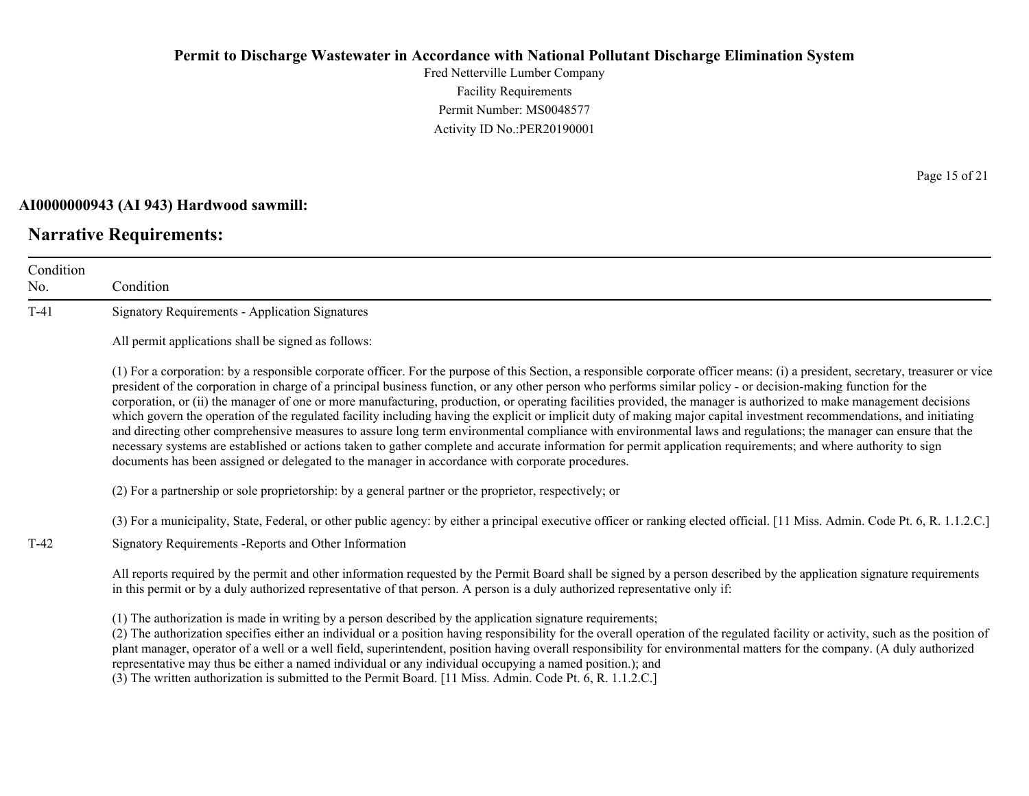**AI0000000943 (AI 943) Hardwood sawmill:**

## Narrative Requirements:

| Condition No. | Condition |
| --- | --- |
| T-41 | Signatory Requirements - Application Signatures<br><br>All permit applications shall be signed as follows:<br><br>(1) For a corporation: by a responsible corporate officer. For the purpose of this Section, a responsible corporate officer means: (i) a president, secretary, treasurer or vice president of the corporation in charge of a principal business function, or any other person who performs similar policy - or decision-making function for the corporation, or (ii) the manager of one or more manufacturing, production, or operating facilities provided, the manager is authorized to make management decisions which govern the operation of the regulated facility including having the explicit or implicit duty of making major capital investment recommendations, and initiating and directing other comprehensive measures to assure long term environmental compliance with environmental laws and regulations; the manager can ensure that the necessary systems are established or actions taken to gather complete and accurate information for permit application requirements; and where authority to sign documents has been assigned or delegated to the manager in accordance with corporate procedures.<br><br>(2) For a partnership or sole proprietorship: by a general partner or the proprietor, respectively; or<br><br>(3) For a municipality, State, Federal, or other public agency: by either a principal executive officer or ranking elected official. [11 Miss. Admin. Code Pt. 6, R. 1.1.2.C.] |
| T-42 | Signatory Requirements -Reports and Other Information<br><br>All reports required by the permit and other information requested by the Permit Board shall be signed by a person described by the application signature requirements in this permit or by a duly authorized representative of that person. A person is a duly authorized representative only if:<br><br>(1) The authorization is made in writing by a person described by the application signature requirements;<br>(2) The authorization specifies either an individual or a position having responsibility for the overall operation of the regulated facility or activity, such as the position of plant manager, operator of a well or a well field, superintendent, position having overall responsibility for environmental matters for the company. (A duly authorized representative may thus be either a named individual or any individual occupying a named position.); and<br>(3) The written authorization is submitted to the Permit Board. [11 Miss. Admin. Code Pt. 6, R. 1.1.2.C.] |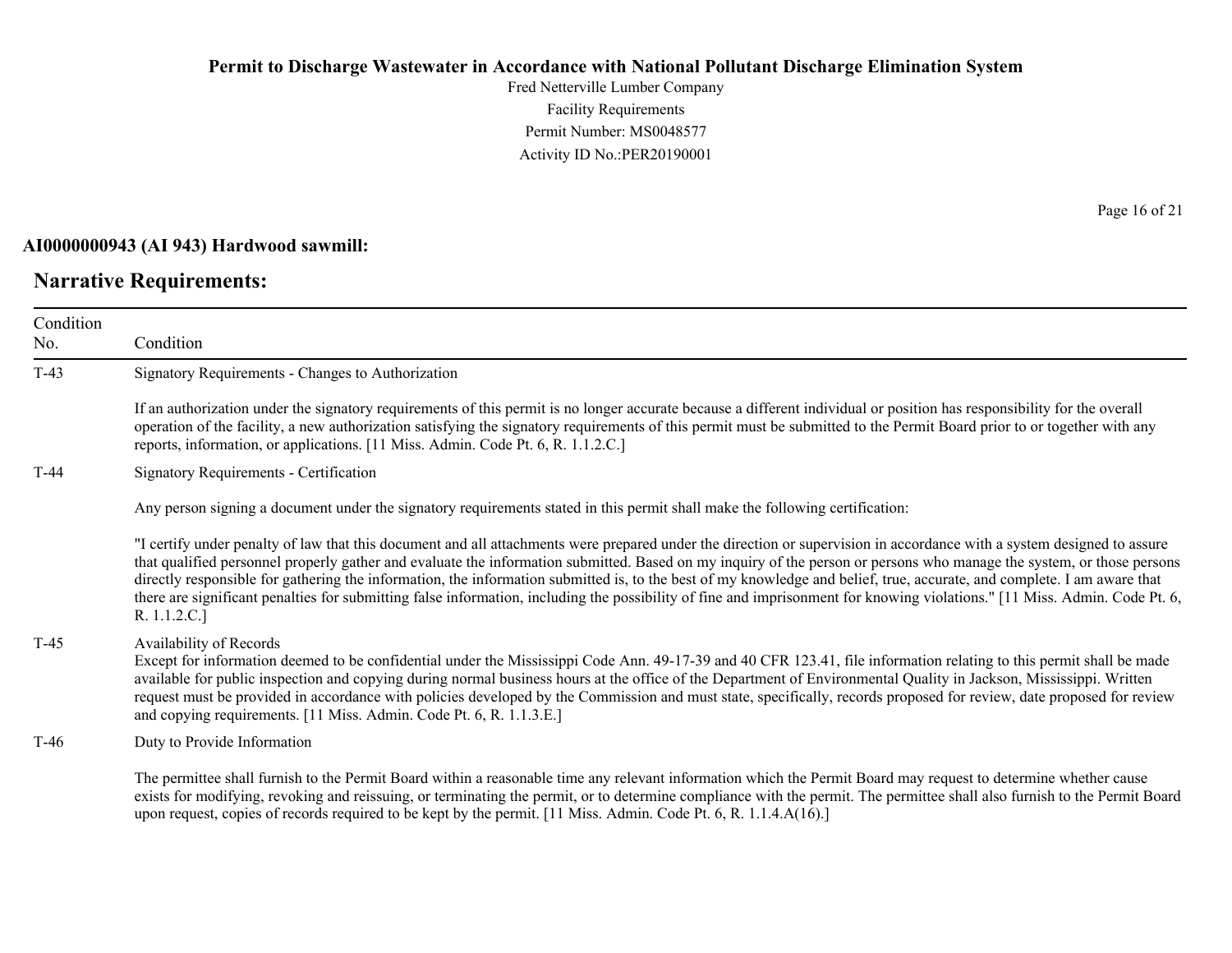**AI0000000943 (AI 943) Hardwood sawmill:**

## Narrative Requirements:

| Condition No. | Condition |
|---|---|
| T-43 | Signatory Requirements - Changes to Authorization<br><br>If an authorization under the signatory requirements of this permit is no longer accurate because a different individual or position has responsibility for the overall operation of the facility, a new authorization satisfying the signatory requirements of this permit must be submitted to the Permit Board prior to or together with any reports, information, or applications. [11 Miss. Admin. Code Pt. 6, R. 1.1.2.C.] |
| T-44 | Signatory Requirements - Certification<br><br>Any person signing a document under the signatory requirements stated in this permit shall make the following certification:<br><br>"I certify under penalty of law that this document and all attachments were prepared under the direction or supervision in accordance with a system designed to assure that qualified personnel properly gather and evaluate the information submitted. Based on my inquiry of the person or persons who manage the system, or those persons directly responsible for gathering the information, the information submitted is, to the best of my knowledge and belief, true, accurate, and complete. I am aware that there are significant penalties for submitting false information, including the possibility of fine and imprisonment for knowing violations." [11 Miss. Admin. Code Pt. 6, R. 1.1.2.C.] |
| T-45 | Availability of Records<br>Except for information deemed to be confidential under the Mississippi Code Ann. 49-17-39 and 40 CFR 123.41, file information relating to this permit shall be made available for public inspection and copying during normal business hours at the office of the Department of Environmental Quality in Jackson, Mississippi. Written request must be provided in accordance with policies developed by the Commission and must state, specifically, records proposed for review, date proposed for review and copying requirements. [11 Miss. Admin. Code Pt. 6, R. 1.1.3.E.] |
| T-46 | Duty to Provide Information<br><br>The permittee shall furnish to the Permit Board within a reasonable time any relevant information which the Permit Board may request to determine whether cause exists for modifying, revoking and reissuing, or terminating the permit, or to determine compliance with the permit. The permittee shall also furnish to the Permit Board upon request, copies of records required to be kept by the permit. [11 Miss. Admin. Code Pt. 6, R. 1.1.4.A(16).] |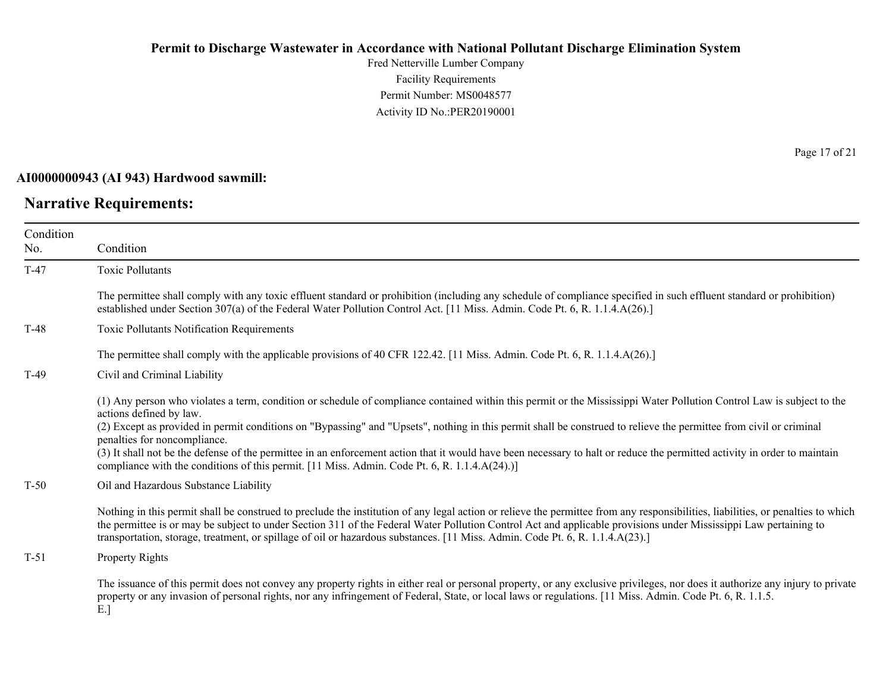**AI0000000943 (AI 943) Hardwood sawmill:**

## Narrative Requirements:

| Condition No. | Condition |
|---|---|
| T-47 | Toxic Pollutants<br><br>The permittee shall comply with any toxic effluent standard or prohibition (including any schedule of compliance specified in such effluent standard or prohibition) established under Section 307(a) of the Federal Water Pollution Control Act. [11 Miss. Admin. Code Pt. 6, R. 1.1.4.A(26).] |
| T-48 | Toxic Pollutants Notification Requirements<br><br>The permittee shall comply with the applicable provisions of 40 CFR 122.42. [11 Miss. Admin. Code Pt. 6, R. 1.1.4.A(26).] |
| T-49 | Civil and Criminal Liability<br><br>(1) Any person who violates a term, condition or schedule of compliance contained within this permit or the Mississippi Water Pollution Control Law is subject to the actions defined by law.<br>(2) Except as provided in permit conditions on "Bypassing" and "Upsets", nothing in this permit shall be construed to relieve the permittee from civil or criminal penalties for noncompliance.<br>(3) It shall not be the defense of the permittee in an enforcement action that it would have been necessary to halt or reduce the permitted activity in order to maintain compliance with the conditions of this permit. [11 Miss. Admin. Code Pt. 6, R. 1.1.4.A(24).)] |
| T-50 | Oil and Hazardous Substance Liability<br><br>Nothing in this permit shall be construed to preclude the institution of any legal action or relieve the permittee from any responsibilities, liabilities, or penalties to which the permittee is or may be subject to under Section 311 of the Federal Water Pollution Control Act and applicable provisions under Mississippi Law pertaining to transportation, storage, treatment, or spillage of oil or hazardous substances. [11 Miss. Admin. Code Pt. 6, R. 1.1.4.A(23).] |
| T-51 | Property Rights<br><br>The issuance of this permit does not convey any property rights in either real or personal property, or any exclusive privileges, nor does it authorize any injury to private property or any invasion of personal rights, nor any infringement of Federal, State, or local laws or regulations. [11 Miss. Admin. Code Pt. 6, R. 1.1.5. E.] |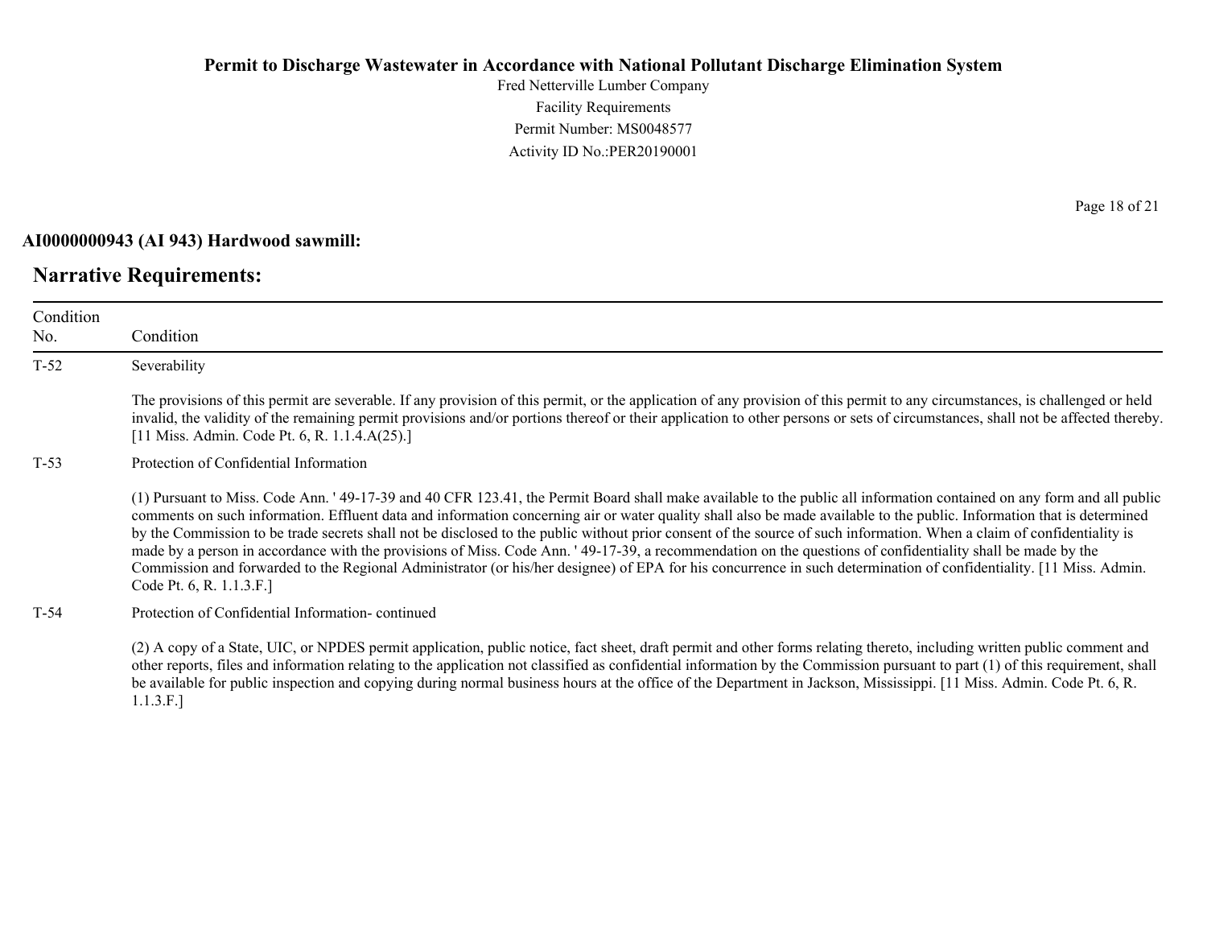**AI0000000943 (AI 943) Hardwood sawmill:**

## Narrative Requirements:

| Condition No. | Condition |
|---|---|
| T-52 | Severability<br><br>The provisions of this permit are severable. If any provision of this permit, or the application of any provision of this permit to any circumstances, is challenged or held invalid, the validity of the remaining permit provisions and/or portions thereof or their application to other persons or sets of circumstances, shall not be affected thereby. [11 Miss. Admin. Code Pt. 6, R. 1.1.4.A(25).] |
| T-53 | Protection of Confidential Information<br><br>(1) Pursuant to Miss. Code Ann. ' 49-17-39 and 40 CFR 123.41, the Permit Board shall make available to the public all information contained on any form and all public comments on such information. Effluent data and information concerning air or water quality shall also be made available to the public. Information that is determined by the Commission to be trade secrets shall not be disclosed to the public without prior consent of the source of such information. When a claim of confidentiality is made by a person in accordance with the provisions of Miss. Code Ann. ' 49-17-39, a recommendation on the questions of confidentiality shall be made by the Commission and forwarded to the Regional Administrator (or his/her designee) of EPA for his concurrence in such determination of confidentiality. [11 Miss. Admin. Code Pt. 6, R. 1.1.3.F.] |
| T-54 | Protection of Confidential Information- continued<br><br>(2) A copy of a State, UIC, or NPDES permit application, public notice, fact sheet, draft permit and other forms relating thereto, including written public comment and other reports, files and information relating to the application not classified as confidential information by the Commission pursuant to part (1) of this requirement, shall be available for public inspection and copying during normal business hours at the office of the Department in Jackson, Mississippi. [11 Miss. Admin. Code Pt. 6, R. 1.1.3.F.] |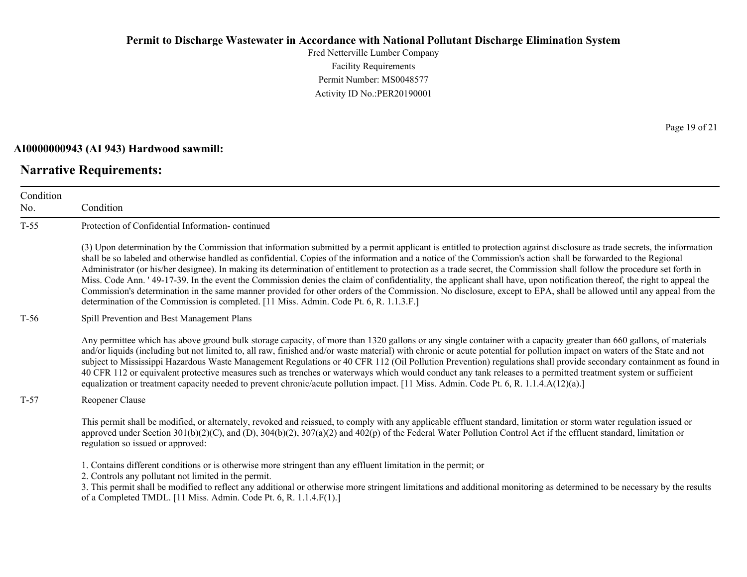**AI0000000943 (AI 943) Hardwood sawmill:**

## Narrative Requirements:

| Condition No. | Condition |
|---|---|
| T-55 | Protection of Confidential Information- continued<br><br>(3) Upon determination by the Commission that information submitted by a permit applicant is entitled to protection against disclosure as trade secrets, the information shall be so labeled and otherwise handled as confidential. Copies of the information and a notice of the Commission's action shall be forwarded to the Regional Administrator (or his/her designee). In making its determination of entitlement to protection as a trade secret, the Commission shall follow the procedure set forth in Miss. Code Ann. ' 49-17-39. In the event the Commission denies the claim of confidentiality, the applicant shall have, upon notification thereof, the right to appeal the Commission's determination in the same manner provided for other orders of the Commission. No disclosure, except to EPA, shall be allowed until any appeal from the determination of the Commission is completed. [11 Miss. Admin. Code Pt. 6, R. 1.1.3.F.] |
| T-56 | Spill Prevention and Best Management Plans<br><br>Any permittee which has above ground bulk storage capacity, of more than 1320 gallons or any single container with a capacity greater than 660 gallons, of materials and/or liquids (including but not limited to, all raw, finished and/or waste material) with chronic or acute potential for pollution impact on waters of the State and not subject to Mississippi Hazardous Waste Management Regulations or 40 CFR 112 (Oil Pollution Prevention) regulations shall provide secondary containment as found in 40 CFR 112 or equivalent protective measures such as trenches or waterways which would conduct any tank releases to a permitted treatment system or sufficient equalization or treatment capacity needed to prevent chronic/acute pollution impact. [11 Miss. Admin. Code Pt. 6, R. 1.1.4.A(12)(a).] |
| T-57 | Reopener Clause<br><br>This permit shall be modified, or alternately, revoked and reissued, to comply with any applicable effluent standard, limitation or storm water regulation issued or approved under Section 301(b)(2)(C), and (D), 304(b)(2), 307(a)(2) and 402(p) of the Federal Water Pollution Control Act if the effluent standard, limitation or regulation so issued or approved:<br><br>1. Contains different conditions or is otherwise more stringent than any effluent limitation in the permit; or<br>2. Controls any pollutant not limited in the permit.<br>3. This permit shall be modified to reflect any additional or otherwise more stringent limitations and additional monitoring as determined to be necessary by the results of a Completed TMDL. [11 Miss. Admin. Code Pt. 6, R. 1.1.4.F(1).] |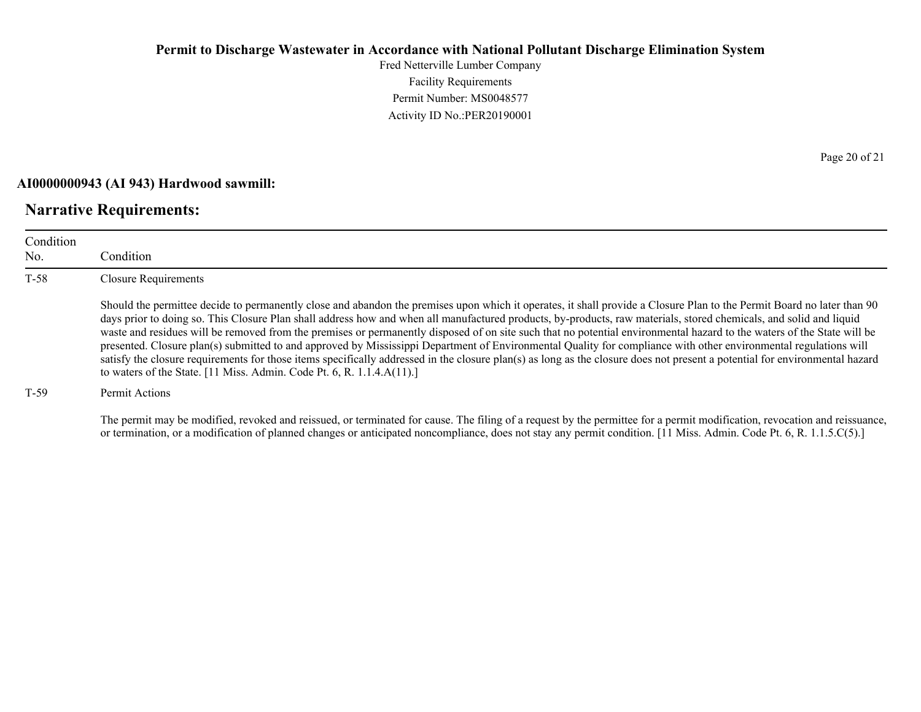**AI0000000943 (AI 943) Hardwood sawmill:**

## Narrative Requirements:

| Condition No. | Condition |
|---|---|
| T-58 | Closure Requirements<br><br>Should the permittee decide to permanently close and abandon the premises upon which it operates, it shall provide a Closure Plan to the Permit Board no later than 90 days prior to doing so. This Closure Plan shall address how and when all manufactured products, by-products, raw materials, stored chemicals, and solid and liquid waste and residues will be removed from the premises or permanently disposed of on site such that no potential environmental hazard to the waters of the State will be presented. Closure plan(s) submitted to and approved by Mississippi Department of Environmental Quality for compliance with other environmental regulations will satisfy the closure requirements for those items specifically addressed in the closure plan(s) as long as the closure does not present a potential for environmental hazard to waters of the State. [11 Miss. Admin. Code Pt. 6, R. 1.1.4.A(11).] |
| T-59 | Permit Actions<br><br>The permit may be modified, revoked and reissued, or terminated for cause. The filing of a request by the permittee for a permit modification, revocation and reissuance, or termination, or a modification of planned changes or anticipated noncompliance, does not stay any permit condition. [11 Miss. Admin. Code Pt. 6, R. 1.1.5.C(5).] |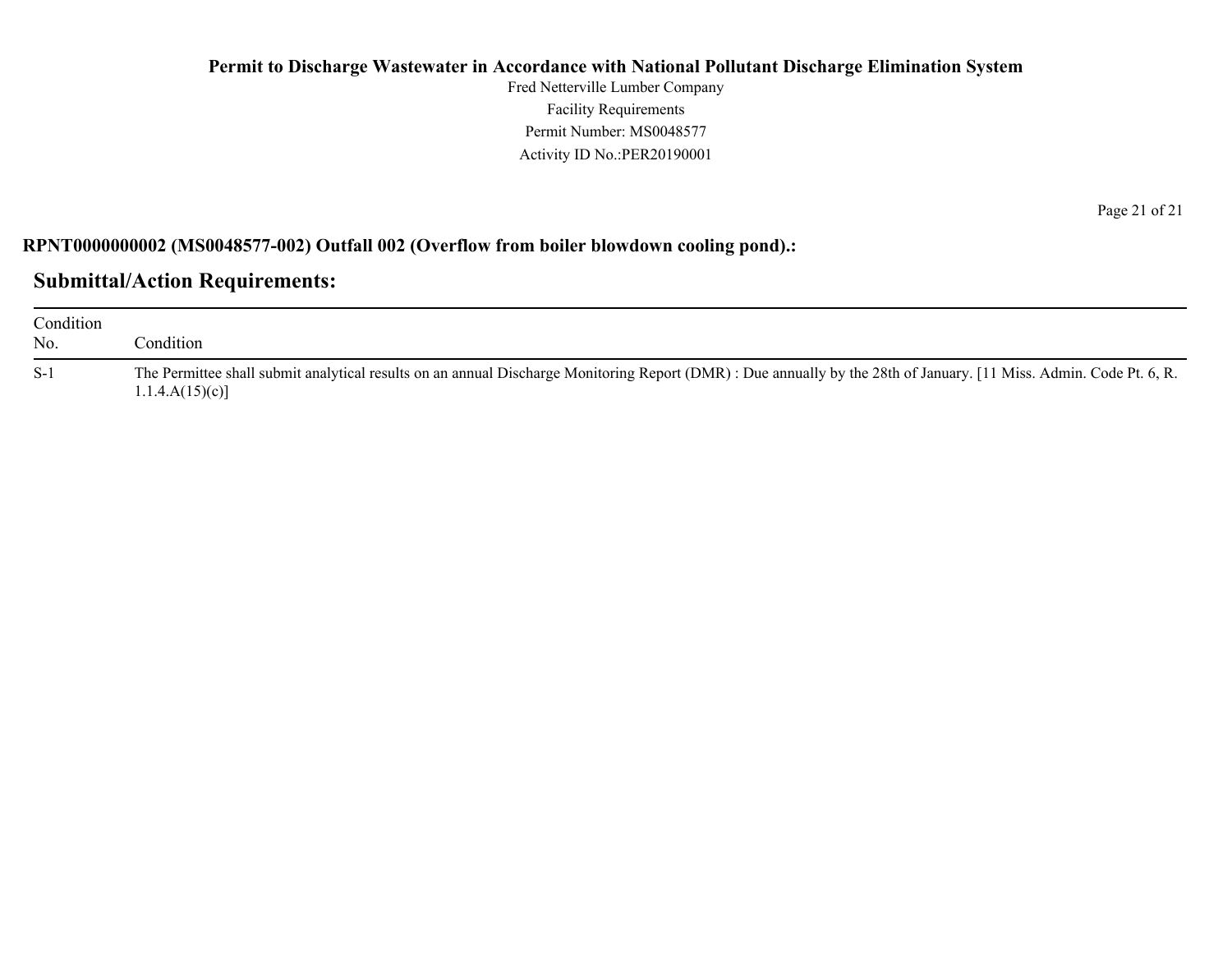**RPNT0000000002 (MS0048577-002) Outfall 002 (Overflow from boiler blowdown cooling pond).:**

## Submittal/Action Requirements:

| Condition No. | Condition |
|---|---|
| S-1 | The Permittee shall submit analytical results on an annual Discharge Monitoring Report (DMR) : Due annually by the 28th of January. [11 Miss. Admin. Code Pt. 6, R. 1.1.4.A(15)(c)] |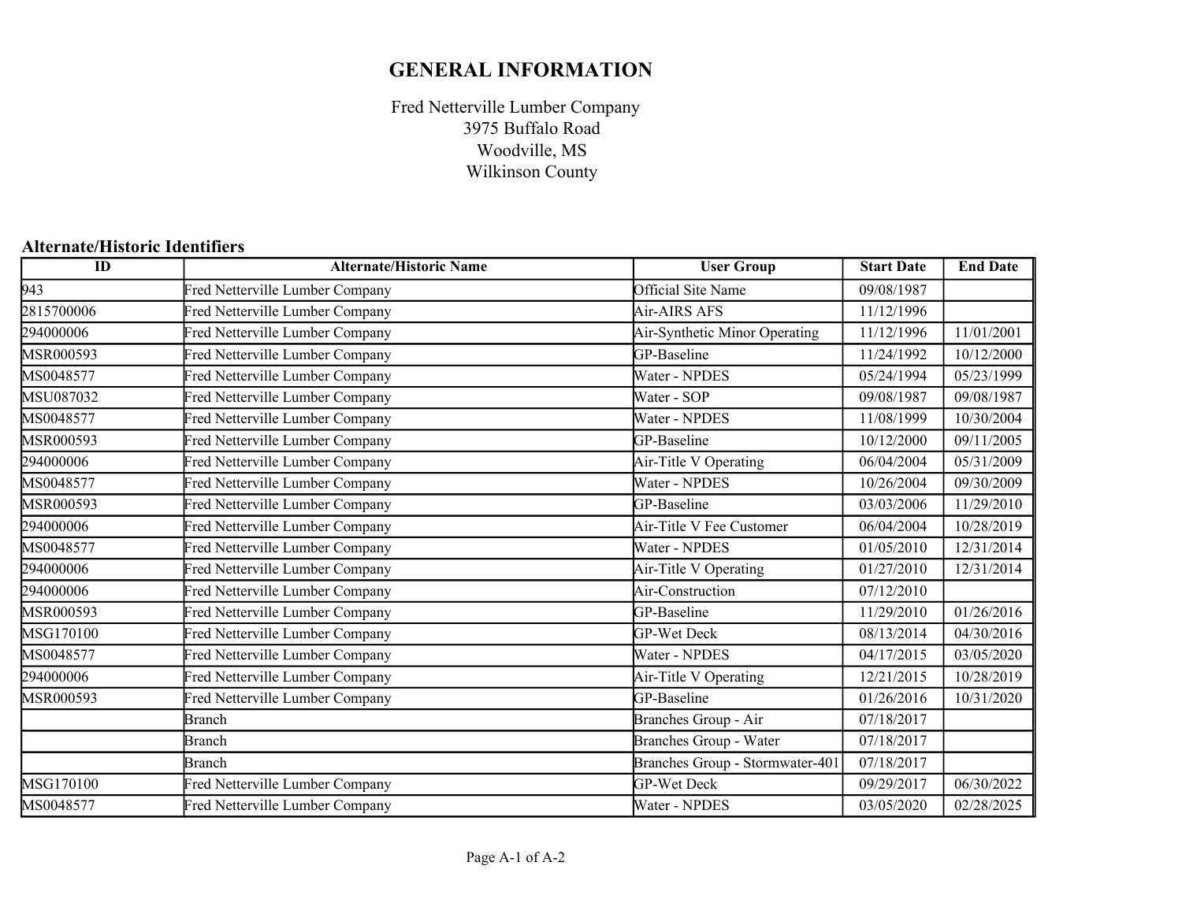# GENERAL INFORMATION

Fred Netterville Lumber Company
3975 Buffalo Road
Woodville, MS
Wilkinson County

## Alternate/Historic Identifiers

| ID | Alternate/Historic Name | User Group | Start Date | End Date |
|---|---|---|---|---|
| 943 | Fred Netterville Lumber Company | Official Site Name | 09/08/1987 | |
| 2815700006 | Fred Netterville Lumber Company | Air-AIRS AFS | 11/12/1996 | |
| 294000006 | Fred Netterville Lumber Company | Air-Synthetic Minor Operating | 11/12/1996 | 11/01/2001 |
| MSR000593 | Fred Netterville Lumber Company | GP-Baseline | 11/24/1992 | 10/12/2000 |
| MS0048577 | Fred Netterville Lumber Company | Water - NPDES | 05/24/1994 | 05/23/1999 |
| MSU087032 | Fred Netterville Lumber Company | Water - SOP | 09/08/1987 | 09/08/1987 |
| MS0048577 | Fred Netterville Lumber Company | Water - NPDES | 11/08/1999 | 10/30/2004 |
| MSR000593 | Fred Netterville Lumber Company | GP-Baseline | 10/12/2000 | 09/11/2005 |
| 294000006 | Fred Netterville Lumber Company | Air-Title V Operating | 06/04/2004 | 05/31/2009 |
| MS0048577 | Fred Netterville Lumber Company | Water - NPDES | 10/26/2004 | 09/30/2009 |
| MSR000593 | Fred Netterville Lumber Company | GP-Baseline | 03/03/2006 | 11/29/2010 |
| 294000006 | Fred Netterville Lumber Company | Air-Title V Fee Customer | 06/04/2004 | 10/28/2019 |
| MS0048577 | Fred Netterville Lumber Company | Water - NPDES | 01/05/2010 | 12/31/2014 |
| 294000006 | Fred Netterville Lumber Company | Air-Title V Operating | 01/27/2010 | 12/31/2014 |
| 294000006 | Fred Netterville Lumber Company | Air-Construction | 07/12/2010 | |
| MSR000593 | Fred Netterville Lumber Company | GP-Baseline | 11/29/2010 | 01/26/2016 |
| MSG170100 | Fred Netterville Lumber Company | GP-Wet Deck | 08/13/2014 | 04/30/2016 |
| MS0048577 | Fred Netterville Lumber Company | Water - NPDES | 04/17/2015 | 03/05/2020 |
| 294000006 | Fred Netterville Lumber Company | Air-Title V Operating | 12/21/2015 | 10/28/2019 |
| MSR000593 | Fred Netterville Lumber Company | GP-Baseline | 01/26/2016 | 10/31/2020 |
| | Branch | Branches Group - Air | 07/18/2017 | |
| | Branch | Branches Group - Water | 07/18/2017 | |
| | Branch | Branches Group - Stormwater-401 | 07/18/2017 | |
| MSG170100 | Fred Netterville Lumber Company | GP-Wet Deck | 09/29/2017 | 06/30/2022 |
| MS0048577 | Fred Netterville Lumber Company | Water - NPDES | 03/05/2020 | 02/28/2025 |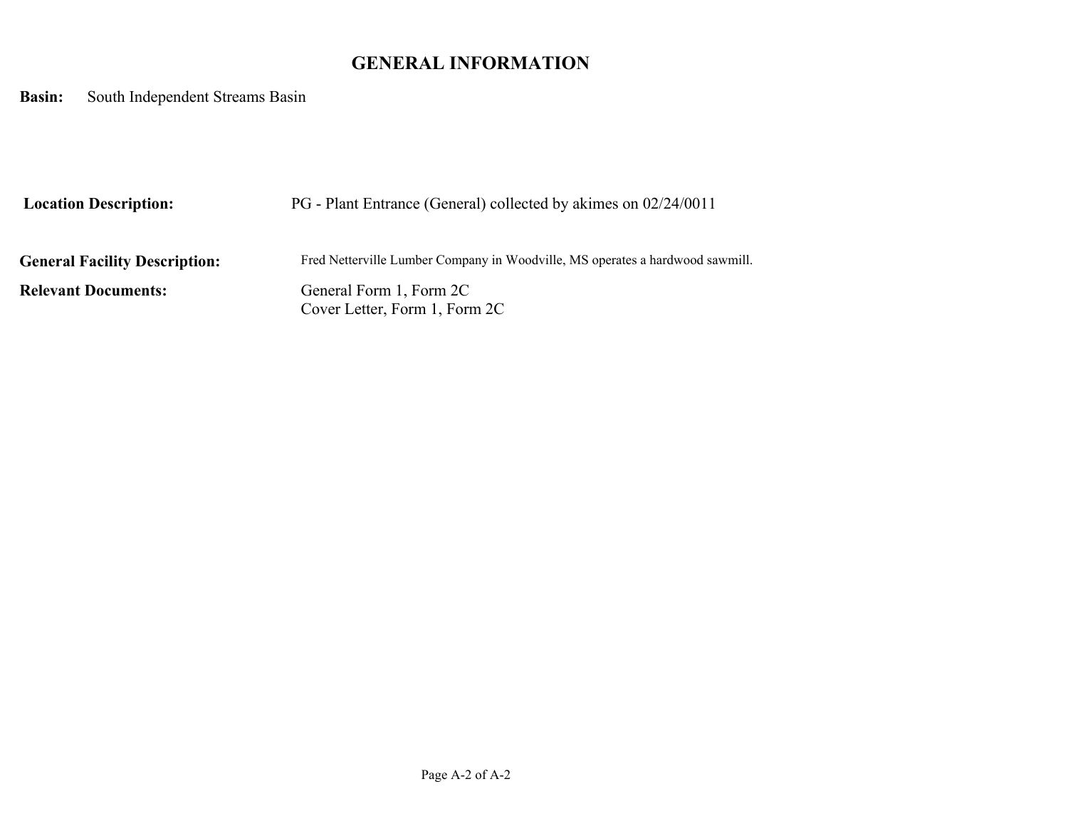# GENERAL INFORMATION

**Basin:** South Independent Streams Basin

**Location Description:** PG - Plant Entrance (General) collected by akimes on 02/24/0011

**General Facility Description:** Fred Netterville Lumber Company in Woodville, MS operates a hardwood sawmill.

**Relevant Documents:** General Form 1, Form 2C
Cover Letter, Form 1, Form 2C